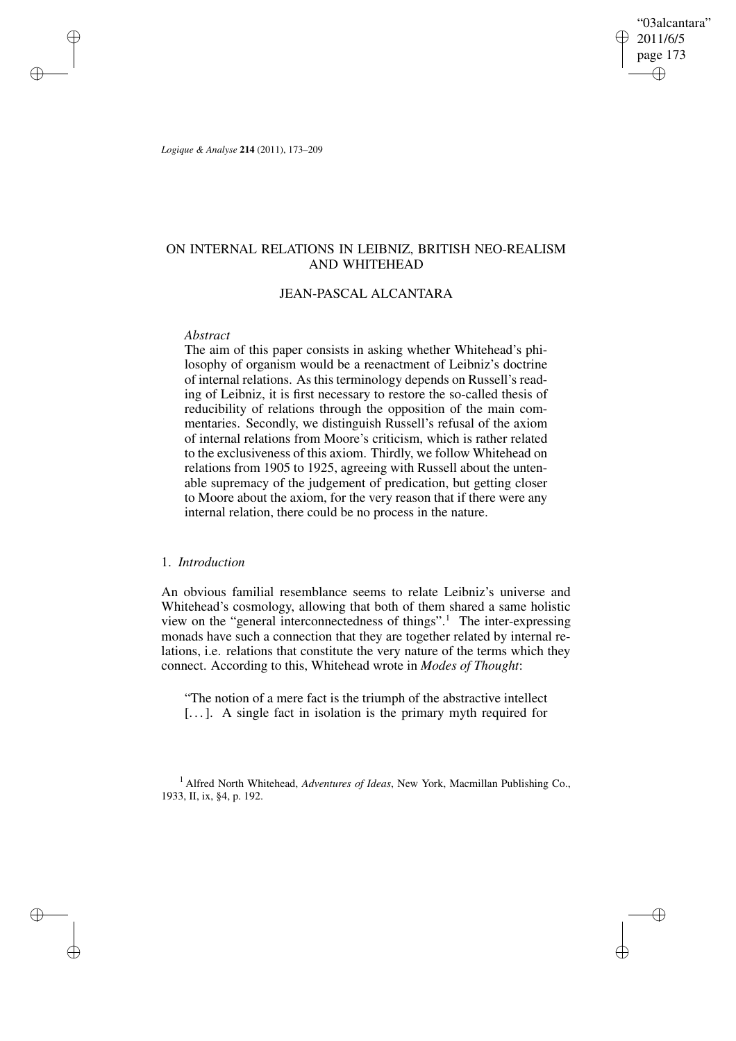*Logique & Analyse* **214** (2011), 173–209

# ON INTERNAL RELATIONS IN LEIBNIZ, BRITISH NEO-REALISM AND WHITEHEAD

## JEAN-PASCAL ALCANTARA

*Abstract*

The aim of this paper consists in asking whether Whitehead's philosophy of organism would be a reenactment of Leibniz's doctrine of internal relations. As this terminology depends on Russell's reading of Leibniz, it is first necessary to restore the so-called thesis of reducibility of relations through the opposition of the main commentaries. Secondly, we distinguish Russell's refusal of the axiom of internal relations from Moore's criticism, which is rather related to the exclusiveness of this axiom. Thirdly, we follow Whitehead on relations from 1905 to 1925, agreeing with Russell about the untenable supremacy of the judgement of predication, but getting closer to Moore about the axiom, for the very reason that if there were any internal relation, there could be no process in the nature.

## 1. *Introduction*

An obvious familial resemblance seems to relate Leibniz's universe and Whitehead's cosmology, allowing that both of them shared a same holistic view on the "general interconnectedness of things".[1] The inter-expressing monads have such a connection that they are together related by internal relations, i.e. relations that constitute the very nature of the terms which they connect. According to this, Whitehead wrote in *Modes of Thought*:

"The notion of a mere fact is the triumph of the abstractive intellect [...]. A single fact in isolation is the primary myth required for

[1] Alfred North Whitehead, *Adventures of Ideas*, New York, Macmillan Publishing Co., 1933, II, ix, §4, p. 192.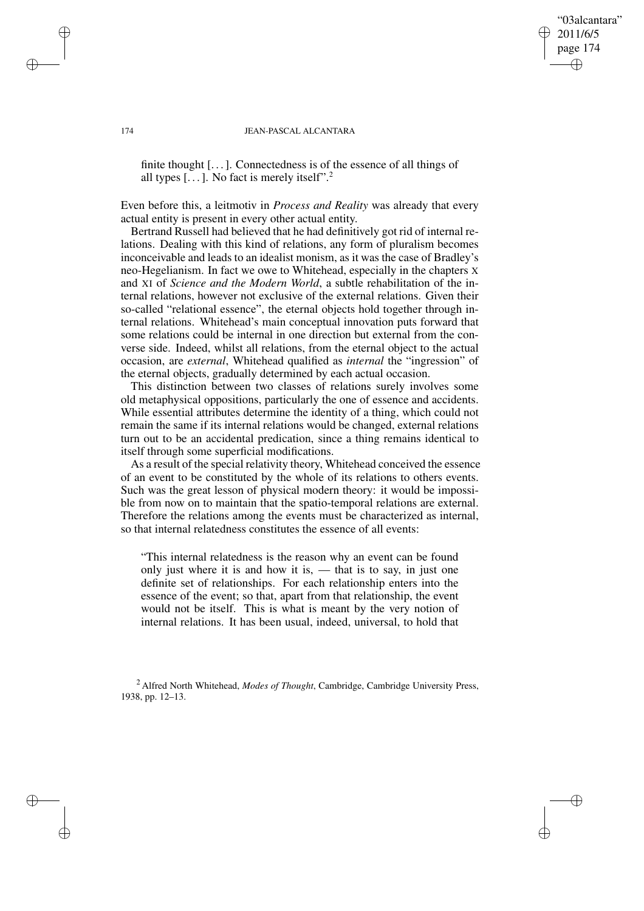> finite thought [...]. Connectedness is of the essence of all things of all types [...]. No fact is merely itself".[2]

Even before this, a leitmotiv in *Process and Reality* was already that every actual entity is present in every other actual entity.

Bertrand Russell had believed that he had definitively got rid of internal relations. Dealing with this kind of relations, any form of pluralism becomes inconceivable and leads to an idealist monism, as it was the case of Bradley's neo-Hegelianism. In fact we owe to Whitehead, especially in the chapters X and XI of *Science and the Modern World*, a subtle rehabilitation of the internal relations, however not exclusive of the external relations. Given their so-called "relational essence", the eternal objects hold together through internal relations. Whitehead's main conceptual innovation puts forward that some relations could be internal in one direction but external from the converse side. Indeed, whilst all relations, from the eternal object to the actual occasion, are *external*, Whitehead qualified as *internal* the "ingression" of the eternal objects, gradually determined by each actual occasion.

This distinction between two classes of relations surely involves some old metaphysical oppositions, particularly the one of essence and accidents. While essential attributes determine the identity of a thing, which could not remain the same if its internal relations would be changed, external relations turn out to be an accidental predication, since a thing remains identical to itself through some superficial modifications.

As a result of the special relativity theory, Whitehead conceived the essence of an event to be constituted by the whole of its relations to others events. Such was the great lesson of physical modern theory: it would be impossible from now on to maintain that the spatio-temporal relations are external. Therefore the relations among the events must be characterized as internal, so that internal relatedness constitutes the essence of all events:

> "This internal relatedness is the reason why an event can be found only just where it is and how it is, — that is to say, in just one definite set of relationships. For each relationship enters into the essence of the event; so that, apart from that relationship, the event would not be itself. This is what is meant by the very notion of internal relations. It has been usual, indeed, universal, to hold that

[2] Alfred North Whitehead, *Modes of Thought*, Cambridge, Cambridge University Press, 1938, pp. 12–13.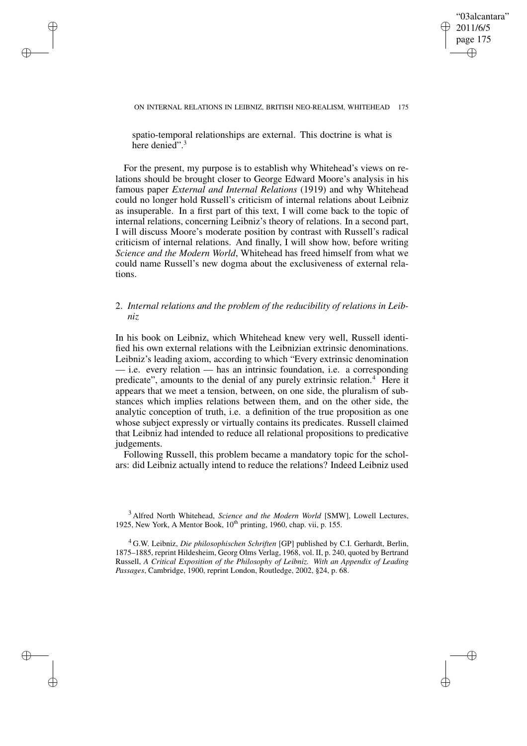spatio-temporal relationships are external. This doctrine is what is here denied".[3]

For the present, my purpose is to establish why Whitehead's views on relations should be brought closer to George Edward Moore's analysis in his famous paper *External and Internal Relations* (1919) and why Whitehead could no longer hold Russell's criticism of internal relations about Leibniz as insuperable. In a first part of this text, I will come back to the topic of internal relations, concerning Leibniz's theory of relations. In a second part, I will discuss Moore's moderate position by contrast with Russell's radical criticism of internal relations. And finally, I will show how, before writing *Science and the Modern World*, Whitehead has freed himself from what we could name Russell's new dogma about the exclusiveness of external relations.

## 2. *Internal relations and the problem of the reducibility of relations in Leibniz*

In his book on Leibniz, which Whitehead knew very well, Russell identified his own external relations with the Leibnizian extrinsic denominations. Leibniz's leading axiom, according to which "Every extrinsic denomination — i.e. every relation — has an intrinsic foundation, i.e. a corresponding predicate", amounts to the denial of any purely extrinsic relation.[4] Here it appears that we meet a tension, between, on one side, the pluralism of substances which implies relations between them, and on the other side, the analytic conception of truth, i.e. a definition of the true proposition as one whose subject expressly or virtually contains its predicates. Russell claimed that Leibniz had intended to reduce all relational propositions to predicative judgements.

Following Russell, this problem became a mandatory topic for the scholars: did Leibniz actually intend to reduce the relations? Indeed Leibniz used

---

[3] Alfred North Whitehead, *Science and the Modern World* [SMW], Lowell Lectures, 1925, New York, A Mentor Book, 10th printing, 1960, chap. vii, p. 155.

[4] G.W. Leibniz, *Die philosophischen Schriften* [GP] published by C.I. Gerhardt, Berlin, 1875–1885, reprint Hildesheim, Georg Olms Verlag, 1968, vol. II, p. 240, quoted by Bertrand Russell, *A Critical Exposition of the Philosophy of Leibniz. With an Appendix of Leading Passages*, Cambridge, 1900, reprint London, Routledge, 2002, §24, p. 68.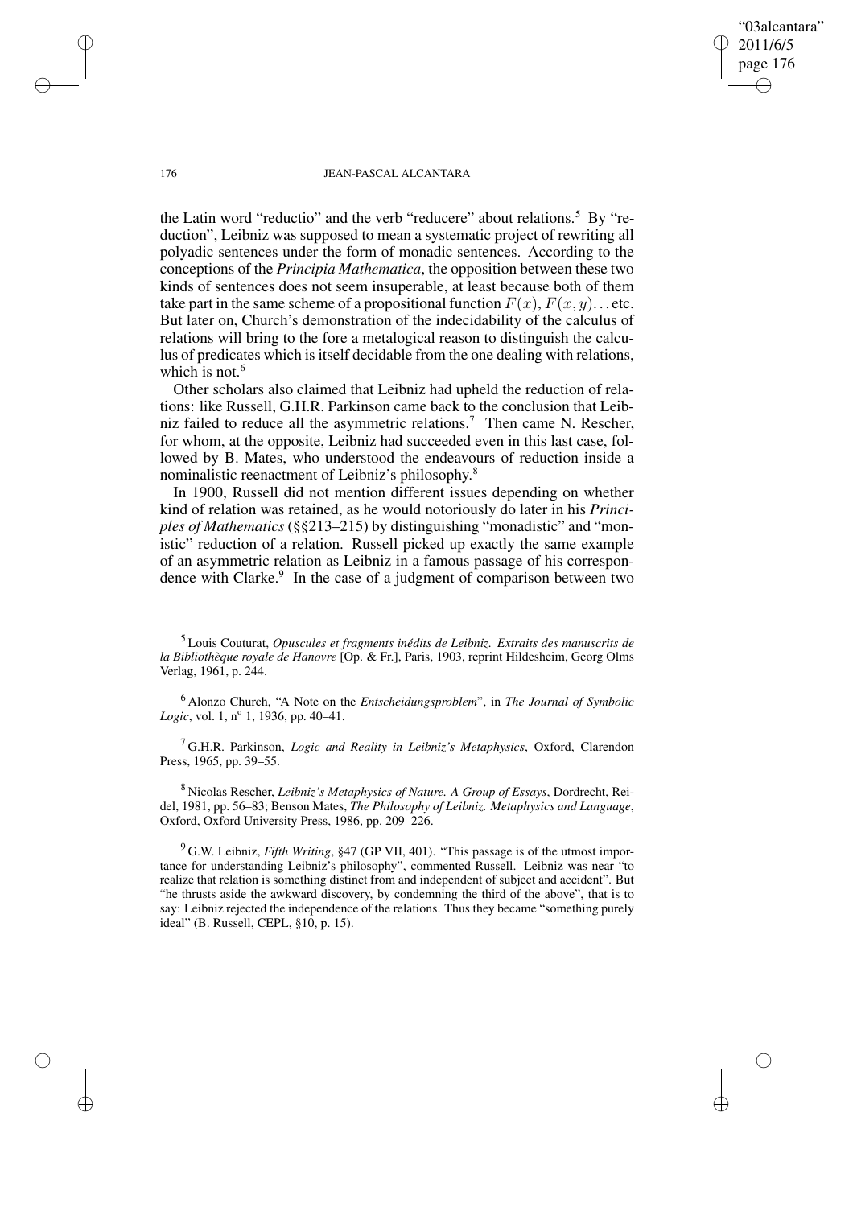the Latin word "reductio" and the verb "reducere" about relations.[5] By "reduction", Leibniz was supposed to mean a systematic project of rewriting all polyadic sentences under the form of monadic sentences. According to the conceptions of the *Principia Mathematica*, the opposition between these two kinds of sentences does not seem insuperable, at least because both of them take part in the same scheme of a propositional function $F(x)$, $F(x, y)\ldots$ etc. But later on, Church's demonstration of the indecidability of the calculus of relations will bring to the fore a metalogical reason to distinguish the calculus of predicates which is itself decidable from the one dealing with relations, which is not.[6]

Other scholars also claimed that Leibniz had upheld the reduction of relations: like Russell, G.H.R. Parkinson came back to the conclusion that Leibniz failed to reduce all the asymmetric relations.[7] Then came N. Rescher, for whom, at the opposite, Leibniz had succeeded even in this last case, followed by B. Mates, who understood the endeavours of reduction inside a nominalistic reenactment of Leibniz's philosophy.[8]

In 1900, Russell did not mention different issues depending on whether kind of relation was retained, as he would notoriously do later in his *Principles of Mathematics* (§§213–215) by distinguishing "monadistic" and "monistic" reduction of a relation. Russell picked up exactly the same example of an asymmetric relation as Leibniz in a famous passage of his correspondence with Clarke.[9] In the case of a judgment of comparison between two

[5] Louis Couturat, *Opuscules et fragments inédits de Leibniz. Extraits des manuscrits de la Bibliothèque royale de Hanovre* [Op. & Fr.], Paris, 1903, reprint Hildesheim, Georg Olms Verlag, 1961, p. 244.

[6] Alonzo Church, "A Note on the *Entscheidungsproblem*", in *The Journal of Symbolic Logic*, vol. 1, n° 1, 1936, pp. 40–41.

[7] G.H.R. Parkinson, *Logic and Reality in Leibniz's Metaphysics*, Oxford, Clarendon Press, 1965, pp. 39–55.

[8] Nicolas Rescher, *Leibniz's Metaphysics of Nature. A Group of Essays*, Dordrecht, Reidel, 1981, pp. 56–83; Benson Mates, *The Philosophy of Leibniz. Metaphysics and Language*, Oxford, Oxford University Press, 1986, pp. 209–226.

[9] G.W. Leibniz, *Fifth Writing*, §47 (GP VII, 401). "This passage is of the utmost importance for understanding Leibniz's philosophy", commented Russell. Leibniz was near "to realize that relation is something distinct from and independent of subject and accident". But "he thrusts aside the awkward discovery, by condemning the third of the above", that is to say: Leibniz rejected the independence of the relations. Thus they became "something purely ideal" (B. Russell, CEPL, §10, p. 15).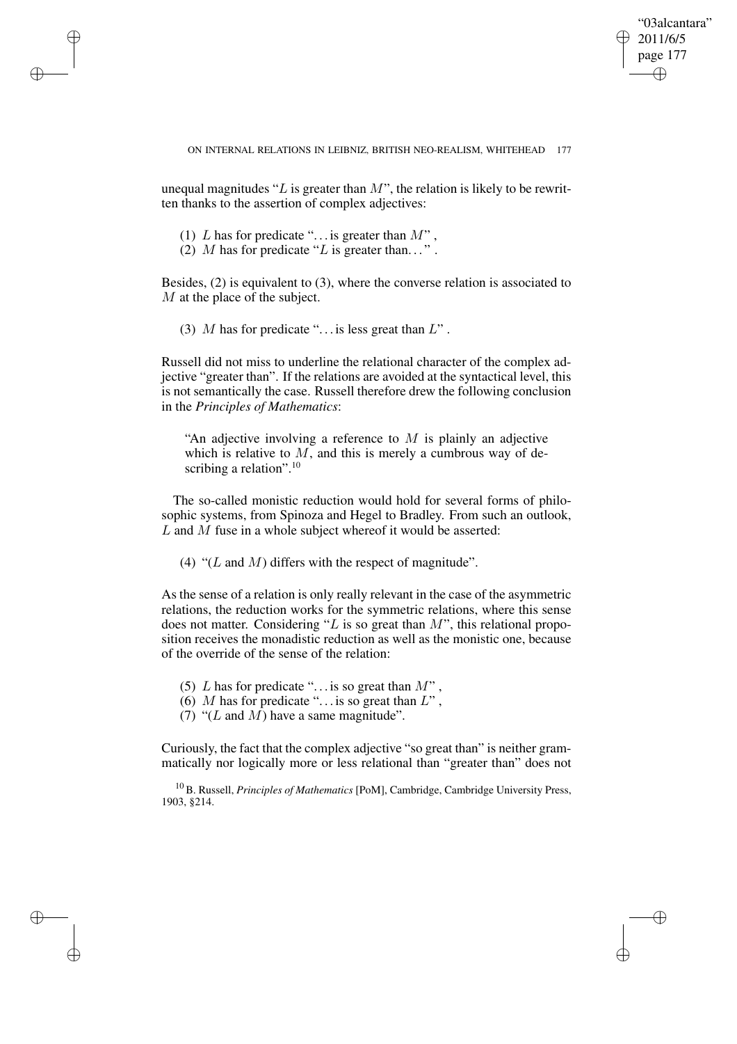unequal magnitudes "$L$ is greater than $M$", the relation is likely to be rewritten thanks to the assertion of complex adjectives:

(1) $L$ has for predicate "...is greater than $M$",
(2) $M$ has for predicate "$L$ is greater than...".

Besides, (2) is equivalent to (3), where the converse relation is associated to $M$ at the place of the subject.

(3) $M$ has for predicate "...is less great than $L$".

Russell did not miss to underline the relational character of the complex adjective "greater than". If the relations are avoided at the syntactical level, this is not semantically the case. Russell therefore drew the following conclusion in the *Principles of Mathematics*:

> "An adjective involving a reference to $M$ is plainly an adjective which is relative to $M$, and this is merely a cumbrous way of describing a relation".[10]

The so-called monistic reduction would hold for several forms of philosophic systems, from Spinoza and Hegel to Bradley. From such an outlook, $L$ and $M$ fuse in a whole subject whereof it would be asserted:

(4) "($L$ and $M$) differs with the respect of magnitude".

As the sense of a relation is only really relevant in the case of the asymmetric relations, the reduction works for the symmetric relations, where this sense does not matter. Considering "$L$ is so great than $M$", this relational proposition receives the monadistic reduction as well as the monistic one, because of the override of the sense of the relation:

(5) $L$ has for predicate "...is so great than $M$",
(6) $M$ has for predicate "...is so great than $L$",
(7) "($L$ and $M$) have a same magnitude".

Curiously, the fact that the complex adjective "so great than" is neither grammatically nor logically more or less relational than "greater than" does not

[10] B. Russell, *Principles of Mathematics* [PoM], Cambridge, Cambridge University Press, 1903, §214.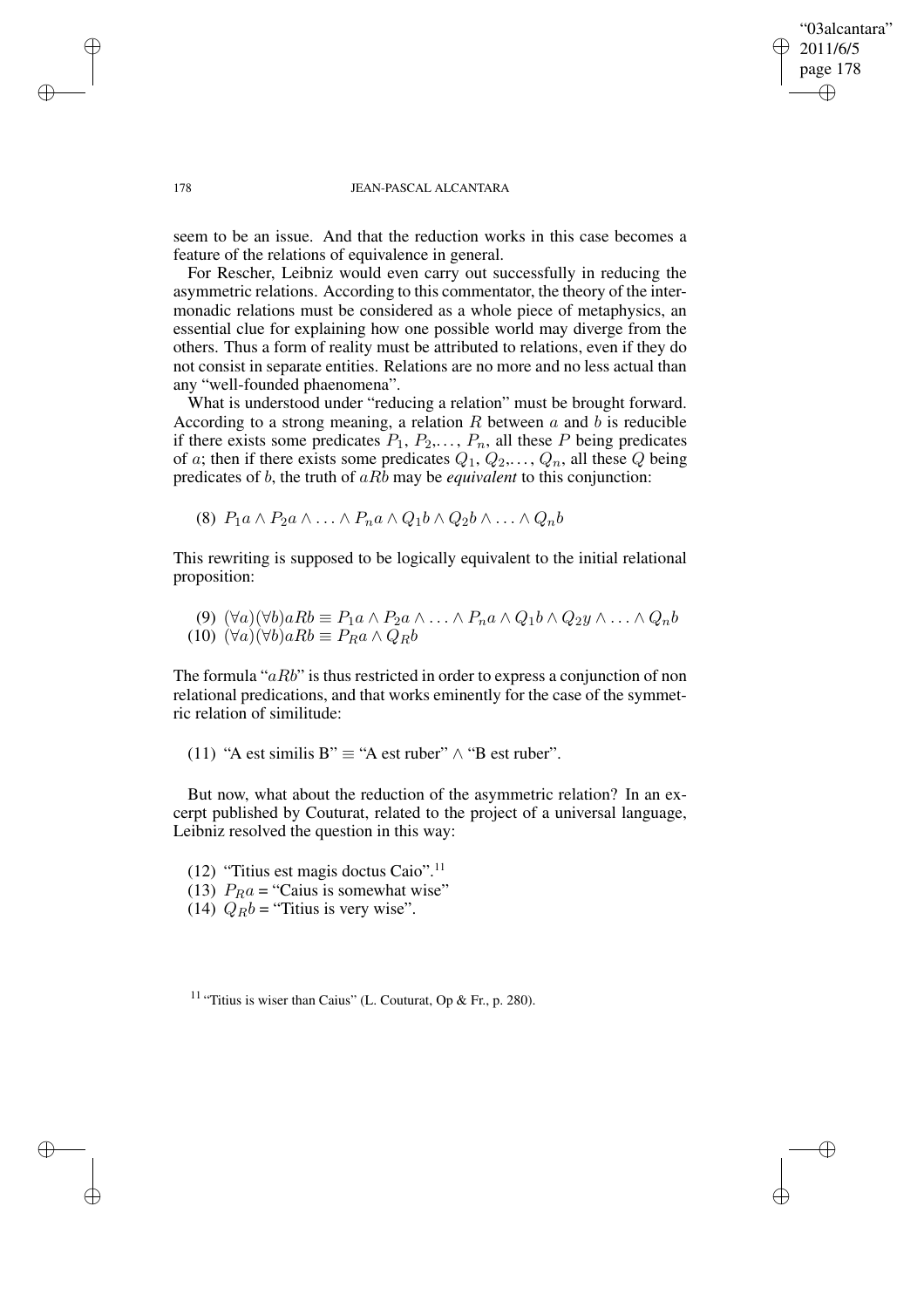seem to be an issue. And that the reduction works in this case becomes a feature of the relations of equivalence in general.

For Rescher, Leibniz would even carry out successfully in reducing the asymmetric relations. According to this commentator, the theory of the intermonadic relations must be considered as a whole piece of metaphysics, an essential clue for explaining how one possible world may diverge from the others. Thus a form of reality must be attributed to relations, even if they do not consist in separate entities. Relations are no more and no less actual than any "well-founded phaenomena".

What is understood under "reducing a relation" must be brought forward. According to a strong meaning, a relation $R$ between $a$ and $b$ is reducible if there exists some predicates $P_1$, $P_2$,..., $P_n$, all these $P$ being predicates of $a$; then if there exists some predicates $Q_1$, $Q_2$,..., $Q_n$, all these $Q$ being predicates of $b$, the truth of $aRb$ may be *equivalent* to this conjunction:

(8) $P_1a \wedge P_2a \wedge \ldots \wedge P_na \wedge Q_1b \wedge Q_2b \wedge \ldots \wedge Q_nb$

This rewriting is supposed to be logically equivalent to the initial relational proposition:

(9) $(\forall a)(\forall b)aRb \equiv P_1a \wedge P_2a \wedge \ldots \wedge P_na \wedge Q_1b \wedge Q_2y \wedge \ldots \wedge Q_nb$
(10) $(\forall a)(\forall b)aRb \equiv P_Ra \wedge Q_Rb$

The formula "$aRb$" is thus restricted in order to express a conjunction of non relational predications, and that works eminently for the case of the symmetric relation of similitude:

(11) "A est similis B" $\equiv$ "A est ruber" $\wedge$ "B est ruber".

But now, what about the reduction of the asymmetric relation? In an excerpt published by Couturat, related to the project of a universal language, Leibniz resolved the question in this way:

(12) "Titius est magis doctus Caio".[11]
(13) $P_Ra$ = "Caius is somewhat wise"
(14) $Q_Rb$ = "Titius is very wise".

[11] "Titius is wiser than Caius" (L. Couturat, Op & Fr., p. 280).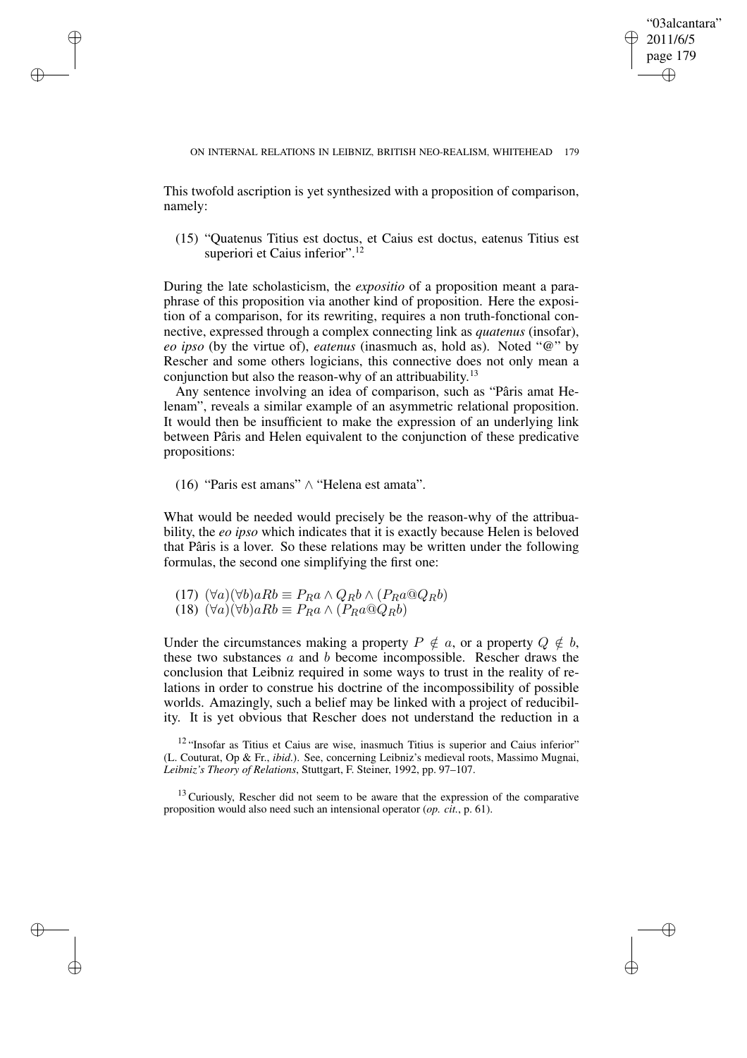This twofold ascription is yet synthesized with a proposition of comparison, namely:

(15) "Quatenus Titius est doctus, et Caius est doctus, eatenus Titius est superiori et Caius inferior".[12]

During the late scholasticism, the *expositio* of a proposition meant a paraphrase of this proposition via another kind of proposition. Here the exposition of a comparison, for its rewriting, requires a non truth-fonctional connective, expressed through a complex connecting link as *quatenus* (insofar), *eo ipso* (by the virtue of), *eatenus* (inasmuch as, hold as). Noted "@" by Rescher and some others logicians, this connective does not only mean a conjunction but also the reason-why of an attribuability.[13]

Any sentence involving an idea of comparison, such as "Pâris amat Helenam", reveals a similar example of an asymmetric relational proposition. It would then be insufficient to make the expression of an underlying link between Pâris and Helen equivalent to the conjunction of these predicative propositions:

(16) "Paris est amans" $\wedge$ "Helena est amata".

What would be needed would precisely be the reason-why of the attribuability, the *eo ipso* which indicates that it is exactly because Helen is beloved that Pâris is a lover. So these relations may be written under the following formulas, the second one simplifying the first one:

(17) $(\forall a)(\forall b)aRb \equiv P_R a \wedge Q_R b \wedge (P_R a @ Q_R b)$
(18) $(\forall a)(\forall b)aRb \equiv P_R a \wedge (P_R a @ Q_R b)$

Under the circumstances making a property $P \notin a$, or a property $Q \notin b$, these two substances $a$ and $b$ become incompossible. Rescher draws the conclusion that Leibniz required in some ways to trust in the reality of relations in order to construe his doctrine of the incompossibility of possible worlds. Amazingly, such a belief may be linked with a project of reducibility. It is yet obvious that Rescher does not understand the reduction in a

[12] "Insofar as Titius et Caius are wise, inasmuch Titius is superior and Caius inferior" (L. Couturat, Op & Fr., *ibid.*). See, concerning Leibniz's medieval roots, Massimo Mugnai, *Leibniz's Theory of Relations*, Stuttgart, F. Steiner, 1992, pp. 97–107.

[13] Curiously, Rescher did not seem to be aware that the expression of the comparative proposition would also need such an intensional operator (*op. cit.*, p. 61).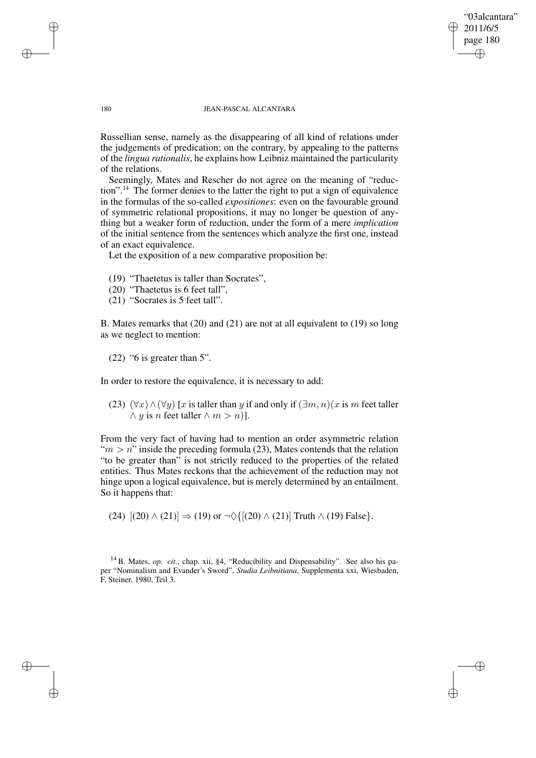Russellian sense, namely as the disappearing of all kind of relations under the judgements of predication; on the contrary, by appealing to the patterns of the *lingua rationalis*, he explains how Leibniz maintained the particularity of the relations.

Seemingly, Mates and Rescher do not agree on the meaning of "reduction".[14] The former denies to the latter the right to put a sign of equivalence in the formulas of the so-called *expositiones*: even on the favourable ground of symmetric relational propositions, it may no longer be question of anything but a weaker form of reduction, under the form of a mere *implication* of the initial sentence from the sentences which analyze the first one, instead of an exact equivalence.

Let the exposition of a new comparative proposition be:

(19) "Thaetetus is taller than Socrates",
(20) "Thaetetus is 6 feet tall",
(21) "Socrates is 5 feet tall".

B. Mates remarks that (20) and (21) are not at all equivalent to (19) so long as we neglect to mention:

(22) "6 is greater than 5".

In order to restore the equivalence, it is necessary to add:

(23) $(\forall x) \wedge (\forall y)$ [$x$ is taller than $y$ if and only if $(\exists m, n)$($x$ is $m$ feet taller $\wedge$ $y$ is $n$ feet taller $\wedge$ $m > n$)].

From the very fact of having had to mention an order asymmetric relation "$m > n$" inside the preceding formula (23), Mates contends that the relation "to be greater than" is not strictly reduced to the properties of the related entities. Thus Mates reckons that the achievement of the reduction may not hinge upon a logical equivalence, but is merely determined by an entailment. So it happens that:

(24) $[(20) \wedge (21)] \Rightarrow (19)$ or $\neg\Diamond\{[(20) \wedge (21)]$ Truth $\wedge$ (19) False$\}$.

[14] B. Mates, *op. cit.*, chap. xii, §4, "Reducibility and Dispensability". See also his paper "Nominalism and Evander's Sword", *Studia Leibnitiana*, Supplementa xxi, Wiesbaden, F. Steiner, 1980, Teil 3.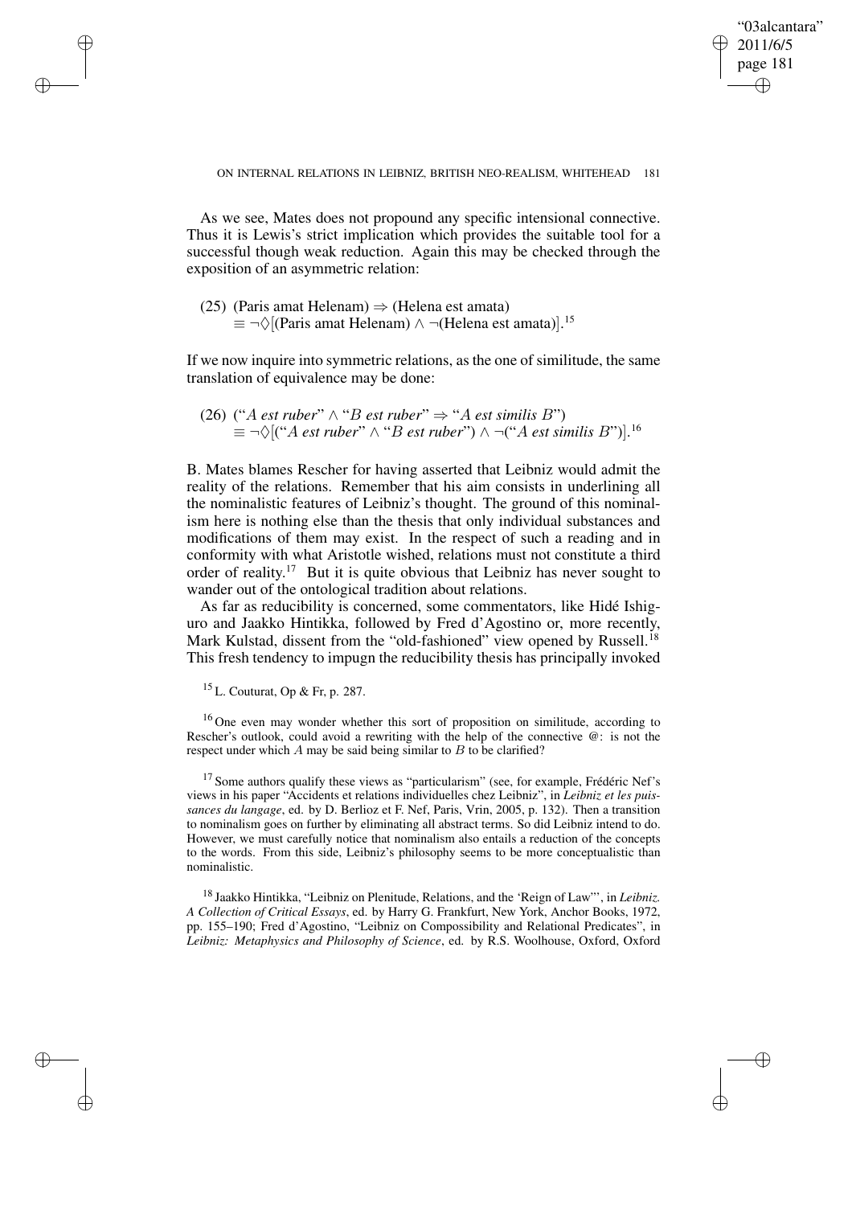As we see, Mates does not propound any specific intensional connective. Thus it is Lewis's strict implication which provides the suitable tool for a successful though weak reduction. Again this may be checked through the exposition of an asymmetric relation:

(25) $(\text{Paris amat Helenam}) \Rightarrow (\text{Helena est amata})$
$\equiv \neg\Diamond[(\text{Paris amat Helenam}) \wedge \neg(\text{Helena est amata})]$.[15]

If we now inquire into symmetric relations, as the one of similitude, the same translation of equivalence may be done:

(26) $(\text{``}A \textit{ est ruber}\text{''} \wedge \text{``}B \textit{ est ruber}\text{''} \Rightarrow \text{``}A \textit{ est similis } B\text{''})$
$\equiv \neg\Diamond[(\text{``}A \textit{ est ruber}\text{''} \wedge \text{``}B \textit{ est ruber}\text{''}) \wedge \neg(\text{``}A \textit{ est similis } B\text{''})]$.[16]

B. Mates blames Rescher for having asserted that Leibniz would admit the reality of the relations. Remember that his aim consists in underlining all the nominalistic features of Leibniz's thought. The ground of this nominalism here is nothing else than the thesis that only individual substances and modifications of them may exist. In the respect of such a reading and in conformity with what Aristotle wished, relations must not constitute a third order of reality.[17] But it is quite obvious that Leibniz has never sought to wander out of the ontological tradition about relations.

As far as reducibility is concerned, some commentators, like Hidé Ishiguro and Jaakko Hintikka, followed by Fred d'Agostino or, more recently, Mark Kulstad, dissent from the "old-fashioned" view opened by Russell.[18] This fresh tendency to impugn the reducibility thesis has principally invoked

[15] L. Couturat, Op & Fr, p. 287.

[16] One even may wonder whether this sort of proposition on similitude, according to Rescher's outlook, could avoid a rewriting with the help of the connective @: is not the respect under which $A$ may be said being similar to $B$ to be clarified?

[17] Some authors qualify these views as "particularism" (see, for example, Frédéric Nef's views in his paper "Accidents et relations individuelles chez Leibniz", in *Leibniz et les puissances du langage*, ed. by D. Berlioz et F. Nef, Paris, Vrin, 2005, p. 132). Then a transition to nominalism goes on further by eliminating all abstract terms. So did Leibniz intend to do. However, we must carefully notice that nominalism also entails a reduction of the concepts to the words. From this side, Leibniz's philosophy seems to be more conceptualistic than nominalistic.

[18] Jaakko Hintikka, "Leibniz on Plenitude, Relations, and the 'Reign of Law'", in *Leibniz. A Collection of Critical Essays*, ed. by Harry G. Frankfurt, New York, Anchor Books, 1972, pp. 155–190; Fred d'Agostino, "Leibniz on Compossibility and Relational Predicates", in *Leibniz: Metaphysics and Philosophy of Science*, ed. by R.S. Woolhouse, Oxford, Oxford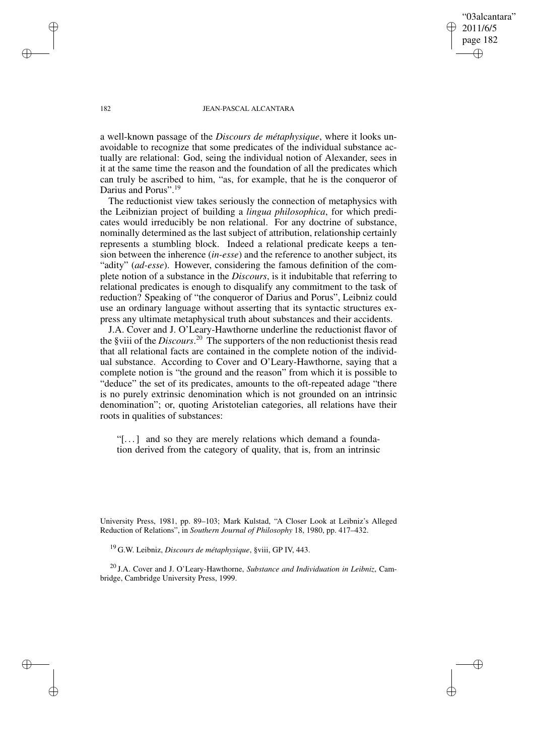a well-known passage of the *Discours de métaphysique*, where it looks unavoidable to recognize that some predicates of the individual substance actually are relational: God, seing the individual notion of Alexander, sees in it at the same time the reason and the foundation of all the predicates which can truly be ascribed to him, "as, for example, that he is the conqueror of Darius and Porus".[19]

The reductionist view takes seriously the connection of metaphysics with the Leibnizian project of building a *lingua philosophica*, for which predicates would irreducibly be non relational. For any doctrine of substance, nominally determined as the last subject of attribution, relationship certainly represents a stumbling block. Indeed a relational predicate keeps a tension between the inherence (*in-esse*) and the reference to another subject, its "adity" (*ad-esse*). However, considering the famous definition of the complete notion of a substance in the *Discours*, is it indubitable that referring to relational predicates is enough to disqualify any commitment to the task of reduction? Speaking of "the conqueror of Darius and Porus", Leibniz could use an ordinary language without asserting that its syntactic structures express any ultimate metaphysical truth about substances and their accidents.

J.A. Cover and J. O'Leary-Hawthorne underline the reductionist flavor of the §viii of the *Discours*.[20] The supporters of the non reductionist thesis read that all relational facts are contained in the complete notion of the individual substance. According to Cover and O'Leary-Hawthorne, saying that a complete notion is "the ground and the reason" from which it is possible to "deduce" the set of its predicates, amounts to the oft-repeated adage "there is no purely extrinsic denomination which is not grounded on an intrinsic denomination"; or, quoting Aristotelian categories, all relations have their roots in qualities of substances:

> "[...] and so they are merely relations which demand a foundation derived from the category of quality, that is, from an intrinsic

University Press, 1981, pp. 89–103; Mark Kulstad, "A Closer Look at Leibniz's Alleged Reduction of Relations", in *Southern Journal of Philosophy* 18, 1980, pp. 417–432.

[19] G.W. Leibniz, *Discours de métaphysique*, §viii, GP IV, 443.

[20] J.A. Cover and J. O'Leary-Hawthorne, *Substance and Individuation in Leibniz*, Cambridge, Cambridge University Press, 1999.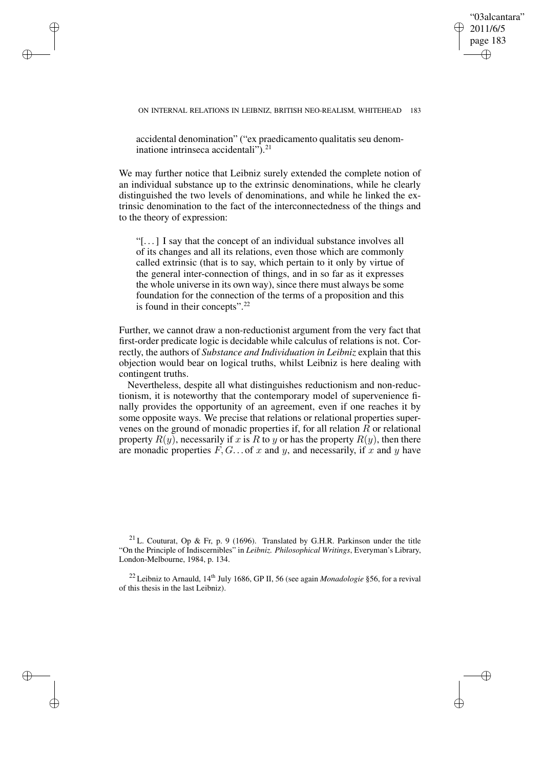accidental denomination" ("ex praedicamento qualitatis seu denominatione intrinseca accidentali").[21]

We may further notice that Leibniz surely extended the complete notion of an individual substance up to the extrinsic denominations, while he clearly distinguished the two levels of denominations, and while he linked the extrinsic denomination to the fact of the interconnectedness of the things and to the theory of expression:

> "[...] I say that the concept of an individual substance involves all of its changes and all its relations, even those which are commonly called extrinsic (that is to say, which pertain to it only by virtue of the general inter-connection of things, and in so far as it expresses the whole universe in its own way), since there must always be some foundation for the connection of the terms of a proposition and this is found in their concepts".[22]

Further, we cannot draw a non-reductionist argument from the very fact that first-order predicate logic is decidable while calculus of relations is not. Correctly, the authors of *Substance and Individuation in Leibniz* explain that this objection would bear on logical truths, whilst Leibniz is here dealing with contingent truths.

Nevertheless, despite all what distinguishes reductionism and non-reductionism, it is noteworthy that the contemporary model of supervenience finally provides the opportunity of an agreement, even if one reaches it by some opposite ways. We precise that relations or relational properties supervenes on the ground of monadic properties if, for all relation $R$ or relational property $R(y)$, necessarily if $x$ is $R$ to $y$ or has the property $R(y)$, then there are monadic properties $F, G\ldots$ of $x$ and $y$, and necessarily, if $x$ and $y$ have

[21] L. Couturat, Op & Fr, p. 9 (1696). Translated by G.H.R. Parkinson under the title "On the Principle of Indiscernibles" in *Leibniz. Philosophical Writings*, Everyman's Library, London-Melbourne, 1984, p. 134.

[22] Leibniz to Arnauld, 14th July 1686, GP II, 56 (see again *Monadologie* §56, for a revival of this thesis in the last Leibniz).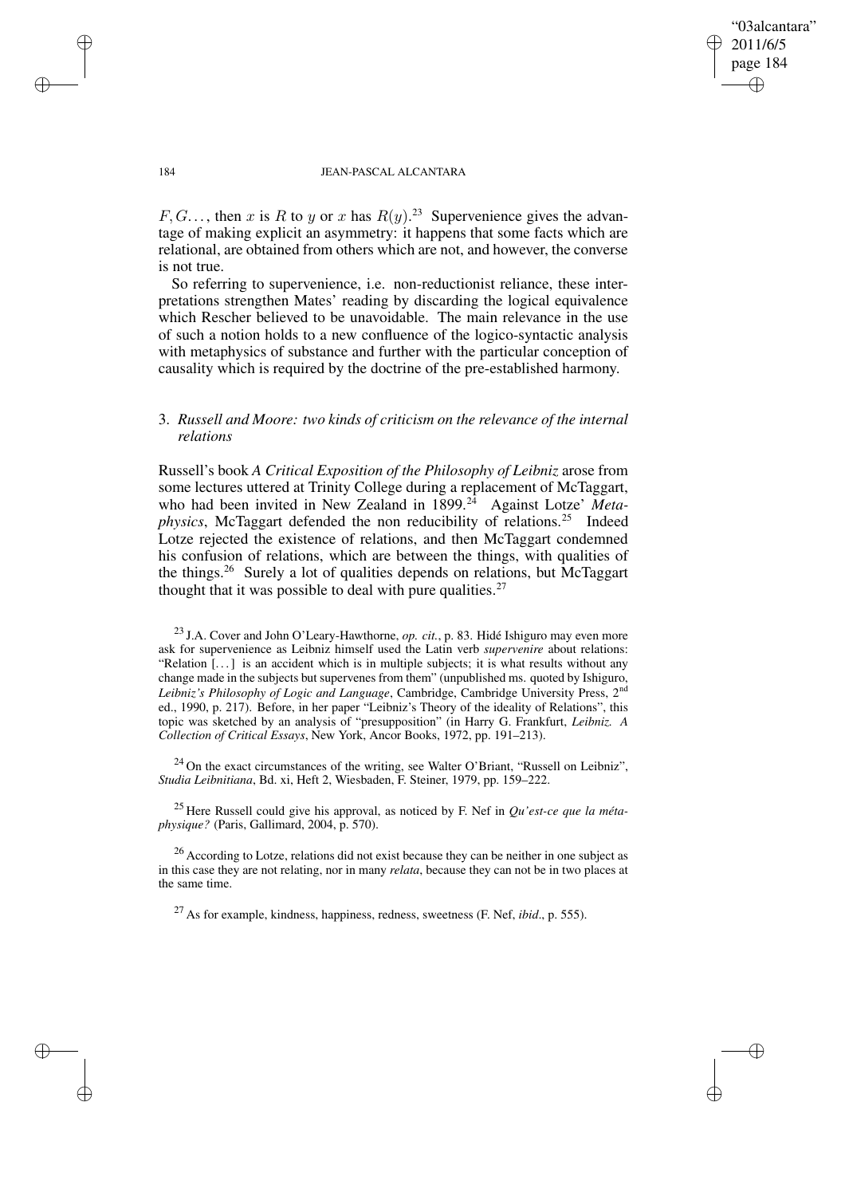$F, G\ldots$, then $x$ is $R$ to $y$ or $x$ has $R(y)$.[23] Supervenience gives the advantage of making explicit an asymmetry: it happens that some facts which are relational, are obtained from others which are not, and however, the converse is not true.

So referring to supervenience, i.e. non-reductionist reliance, these interpretations strengthen Mates' reading by discarding the logical equivalence which Rescher believed to be unavoidable. The main relevance in the use of such a notion holds to a new confluence of the logico-syntactic analysis with metaphysics of substance and further with the particular conception of causality which is required by the doctrine of the pre-established harmony.

## 3. *Russell and Moore: two kinds of criticism on the relevance of the internal relations*

Russell's book *A Critical Exposition of the Philosophy of Leibniz* arose from some lectures uttered at Trinity College during a replacement of McTaggart, who had been invited in New Zealand in 1899.[24] Against Lotze' *Metaphysics*, McTaggart defended the non reducibility of relations.[25] Indeed Lotze rejected the existence of relations, and then McTaggart condemned his confusion of relations, which are between the things, with qualities of the things.[26] Surely a lot of qualities depends on relations, but McTaggart thought that it was possible to deal with pure qualities.[27]

[23] J.A. Cover and John O'Leary-Hawthorne, *op. cit.*, p. 83. Hidé Ishiguro may even more ask for supervenience as Leibniz himself used the Latin verb *supervenire* about relations: "Relation [...] is an accident which is in multiple subjects; it is what results without any change made in the subjects but supervenes from them" (unpublished ms. quoted by Ishiguro, *Leibniz's Philosophy of Logic and Language*, Cambridge, Cambridge University Press, 2nd ed., 1990, p. 217). Before, in her paper "Leibniz's Theory of the ideality of Relations", this topic was sketched by an analysis of "presupposition" (in Harry G. Frankfurt, *Leibniz. A Collection of Critical Essays*, New York, Ancor Books, 1972, pp. 191–213).

[24] On the exact circumstances of the writing, see Walter O'Briant, "Russell on Leibniz", *Studia Leibnitiana*, Bd. xi, Heft 2, Wiesbaden, F. Steiner, 1979, pp. 159–222.

[25] Here Russell could give his approval, as noticed by F. Nef in *Qu'est-ce que la métaphysique?* (Paris, Gallimard, 2004, p. 570).

[26] According to Lotze, relations did not exist because they can be neither in one subject as in this case they are not relating, nor in many *relata*, because they can not be in two places at the same time.

[27] As for example, kindness, happiness, redness, sweetness (F. Nef, *ibid*., p. 555).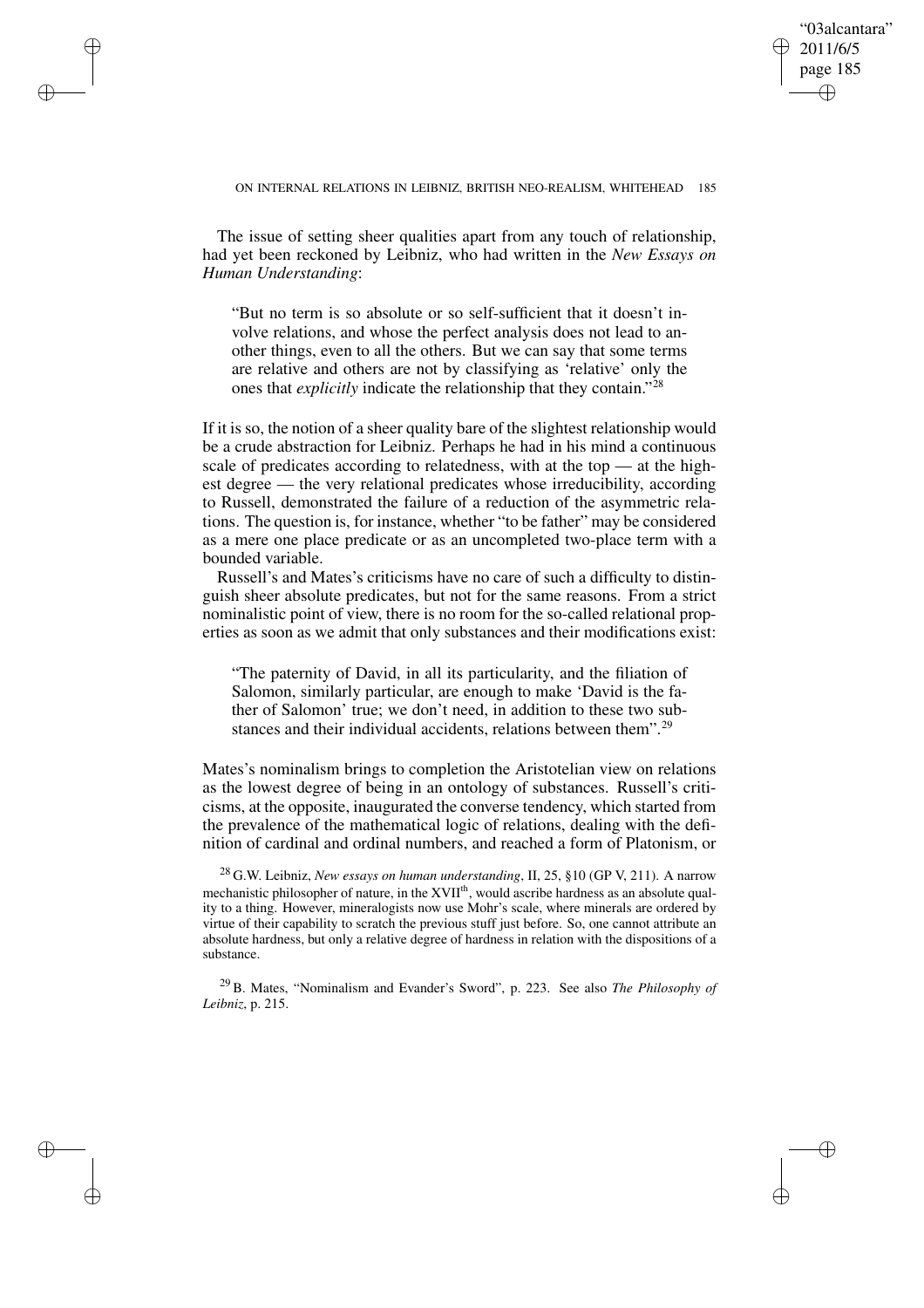The issue of setting sheer qualities apart from any touch of relationship, had yet been reckoned by Leibniz, who had written in the *New Essays on Human Understanding*:

> "But no term is so absolute or so self-sufficient that it doesn't involve relations, and whose the perfect analysis does not lead to another things, even to all the others. But we can say that some terms are relative and others are not by classifying as 'relative' only the ones that *explicitly* indicate the relationship that they contain."[28]

If it is so, the notion of a sheer quality bare of the slightest relationship would be a crude abstraction for Leibniz. Perhaps he had in his mind a continuous scale of predicates according to relatedness, with at the top — at the highest degree — the very relational predicates whose irreducibility, according to Russell, demonstrated the failure of a reduction of the asymmetric relations. The question is, for instance, whether "to be father" may be considered as a mere one place predicate or as an uncompleted two-place term with a bounded variable.

Russell's and Mates's criticisms have no care of such a difficulty to distinguish sheer absolute predicates, but not for the same reasons. From a strict nominalistic point of view, there is no room for the so-called relational properties as soon as we admit that only substances and their modifications exist:

> "The paternity of David, in all its particularity, and the filiation of Salomon, similarly particular, are enough to make 'David is the father of Salomon' true; we don't need, in addition to these two substances and their individual accidents, relations between them".[29]

Mates's nominalism brings to completion the Aristotelian view on relations as the lowest degree of being in an ontology of substances. Russell's criticisms, at the opposite, inaugurated the converse tendency, which started from the prevalence of the mathematical logic of relations, dealing with the definition of cardinal and ordinal numbers, and reached a form of Platonism, or

[28] G.W. Leibniz, *New essays on human understanding*, II, 25, §10 (GP V, 211). A narrow mechanistic philosopher of nature, in the XVII[th], would ascribe hardness as an absolute quality to a thing. However, mineralogists now use Mohr's scale, where minerals are ordered by virtue of their capability to scratch the previous stuff just before. So, one cannot attribute an absolute hardness, but only a relative degree of hardness in relation with the dispositions of a substance.

[29] B. Mates, "Nominalism and Evander's Sword", p. 223. See also *The Philosophy of Leibniz*, p. 215.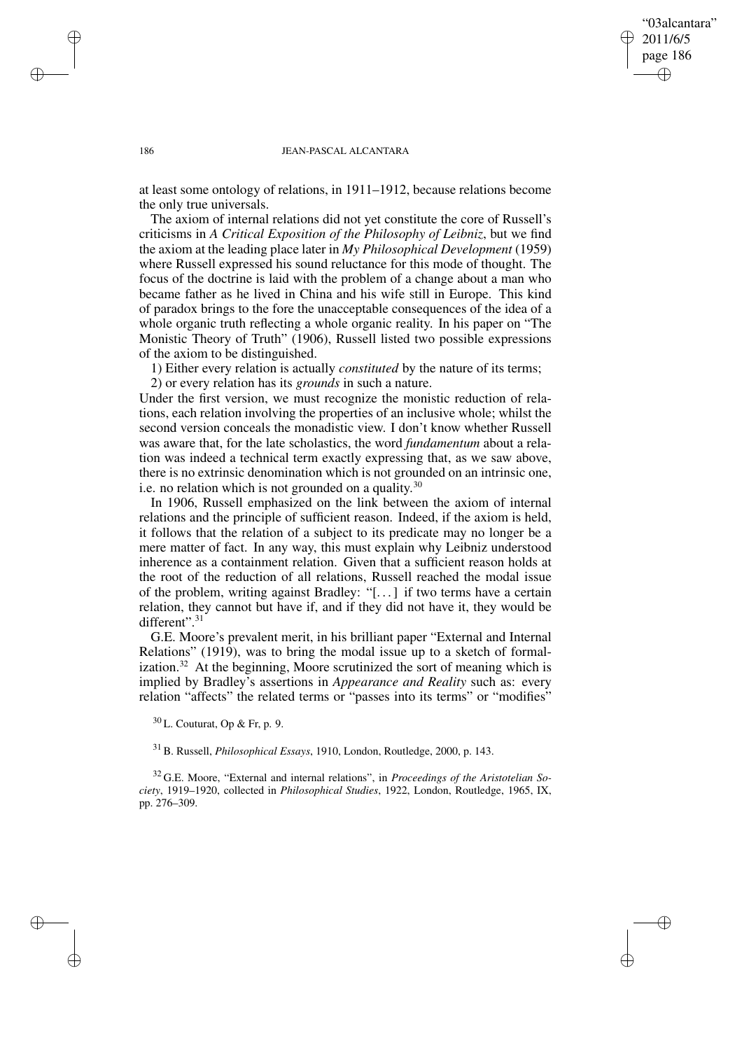at least some ontology of relations, in 1911–1912, because relations become the only true universals.

The axiom of internal relations did not yet constitute the core of Russell's criticisms in *A Critical Exposition of the Philosophy of Leibniz*, but we find the axiom at the leading place later in *My Philosophical Development* (1959) where Russell expressed his sound reluctance for this mode of thought. The focus of the doctrine is laid with the problem of a change about a man who became father as he lived in China and his wife still in Europe. This kind of paradox brings to the fore the unacceptable consequences of the idea of a whole organic truth reflecting a whole organic reality. In his paper on "The Monistic Theory of Truth" (1906), Russell listed two possible expressions of the axiom to be distinguished.

1) Either every relation is actually *constituted* by the nature of its terms;

2) or every relation has its *grounds* in such a nature.

Under the first version, we must recognize the monistic reduction of relations, each relation involving the properties of an inclusive whole; whilst the second version conceals the monadistic view. I don't know whether Russell was aware that, for the late scholastics, the word *fundamentum* about a relation was indeed a technical term exactly expressing that, as we saw above, there is no extrinsic denomination which is not grounded on an intrinsic one, i.e. no relation which is not grounded on a quality.[30]

In 1906, Russell emphasized on the link between the axiom of internal relations and the principle of sufficient reason. Indeed, if the axiom is held, it follows that the relation of a subject to its predicate may no longer be a mere matter of fact. In any way, this must explain why Leibniz understood inherence as a containment relation. Given that a sufficient reason holds at the root of the reduction of all relations, Russell reached the modal issue of the problem, writing against Bradley: "[...] if two terms have a certain relation, they cannot but have if, and if they did not have it, they would be different".[31]

G.E. Moore's prevalent merit, in his brilliant paper "External and Internal Relations" (1919), was to bring the modal issue up to a sketch of formalization.[32] At the beginning, Moore scrutinized the sort of meaning which is implied by Bradley's assertions in *Appearance and Reality* such as: every relation "affects" the related terms or "passes into its terms" or "modifies"

[30] L. Couturat, Op & Fr, p. 9.

[31] B. Russell, *Philosophical Essays*, 1910, London, Routledge, 2000, p. 143.

[32] G.E. Moore, "External and internal relations", in *Proceedings of the Aristotelian Society*, 1919–1920, collected in *Philosophical Studies*, 1922, London, Routledge, 1965, IX, pp. 276–309.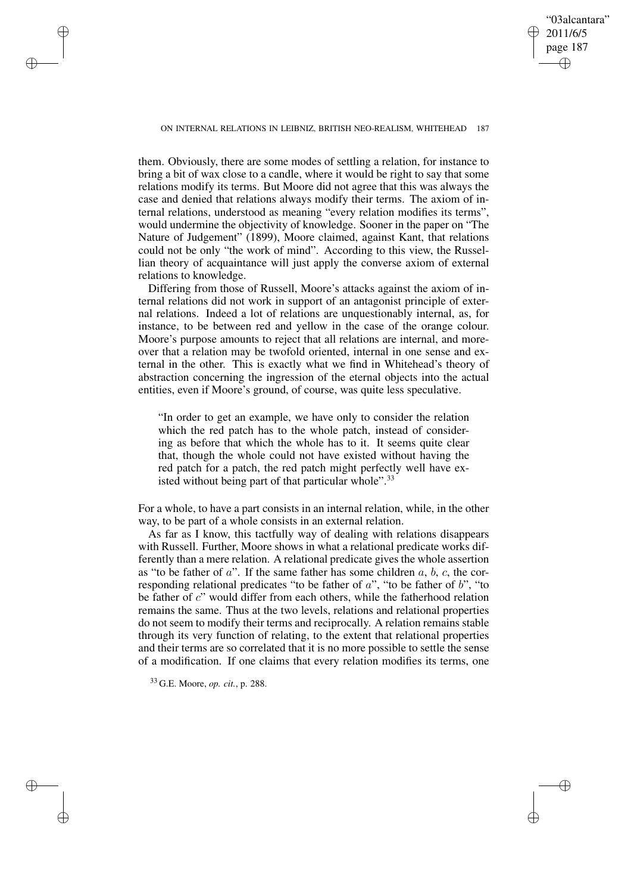them. Obviously, there are some modes of settling a relation, for instance to bring a bit of wax close to a candle, where it would be right to say that some relations modify its terms. But Moore did not agree that this was always the case and denied that relations always modify their terms. The axiom of internal relations, understood as meaning "every relation modifies its terms", would undermine the objectivity of knowledge. Sooner in the paper on "The Nature of Judgement" (1899), Moore claimed, against Kant, that relations could not be only "the work of mind". According to this view, the Russellian theory of acquaintance will just apply the converse axiom of external relations to knowledge.

Differing from those of Russell, Moore's attacks against the axiom of internal relations did not work in support of an antagonist principle of external relations. Indeed a lot of relations are unquestionably internal, as, for instance, to be between red and yellow in the case of the orange colour. Moore's purpose amounts to reject that all relations are internal, and moreover that a relation may be twofold oriented, internal in one sense and external in the other. This is exactly what we find in Whitehead's theory of abstraction concerning the ingression of the eternal objects into the actual entities, even if Moore's ground, of course, was quite less speculative.

> "In order to get an example, we have only to consider the relation which the red patch has to the whole patch, instead of considering as before that which the whole has to it. It seems quite clear that, though the whole could not have existed without having the red patch for a patch, the red patch might perfectly well have existed without being part of that particular whole".[33]

For a whole, to have a part consists in an internal relation, while, in the other way, to be part of a whole consists in an external relation.

As far as I know, this tactfully way of dealing with relations disappears with Russell. Further, Moore shows in what a relational predicate works differently than a mere relation. A relational predicate gives the whole assertion as "to be father of $a$". If the same father has some children $a$, $b$, $c$, the corresponding relational predicates "to be father of $a$", "to be father of $b$", "to be father of $c$" would differ from each others, while the fatherhood relation remains the same. Thus at the two levels, relations and relational properties do not seem to modify their terms and reciprocally. A relation remains stable through its very function of relating, to the extent that relational properties and their terms are so correlated that it is no more possible to settle the sense of a modification. If one claims that every relation modifies its terms, one

[33] G.E. Moore, *op. cit.*, p. 288.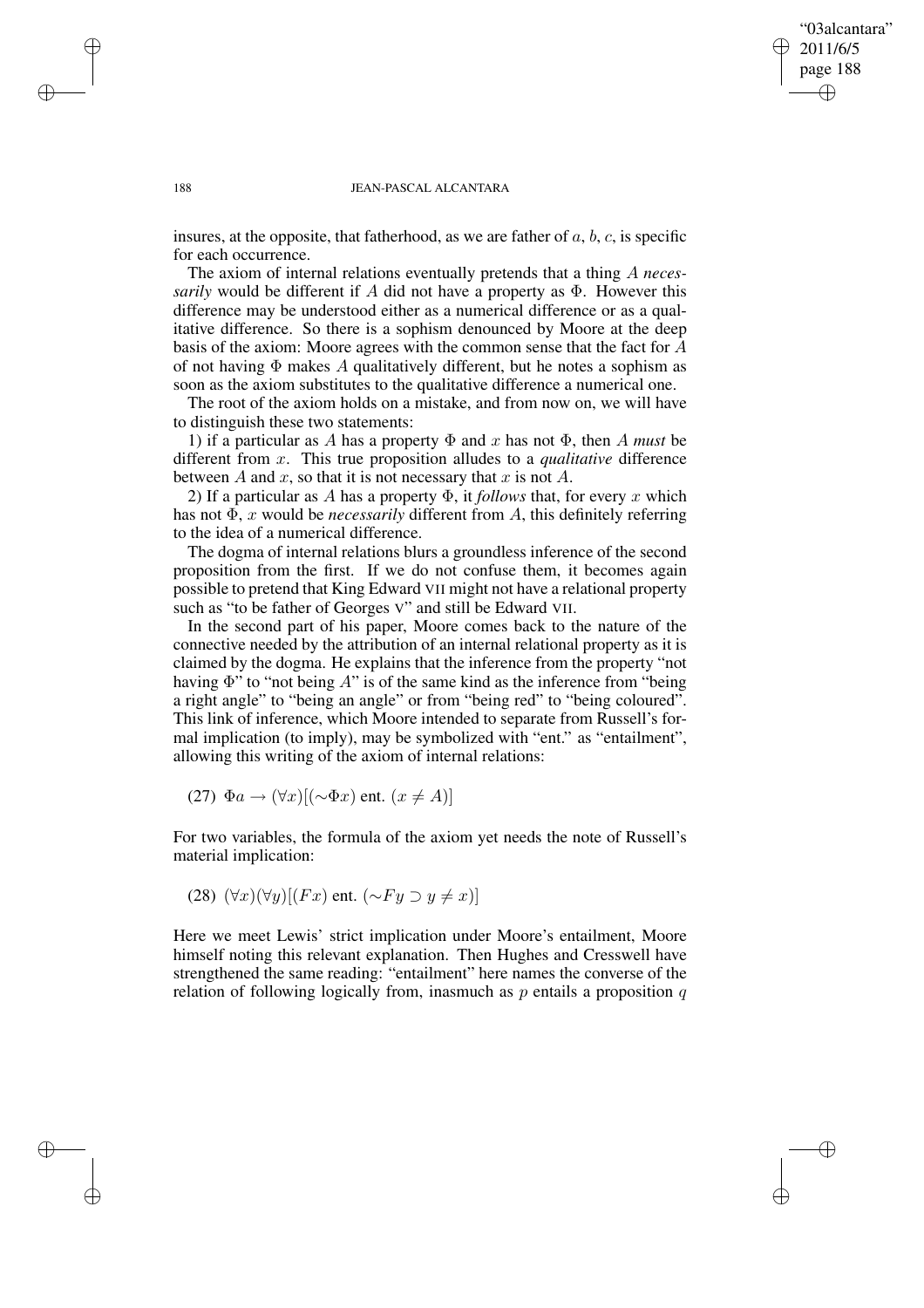insures, at the opposite, that fatherhood, as we are father of $a$, $b$, $c$, is specific for each occurrence.

The axiom of internal relations eventually pretends that a thing $A$ *necessarily* would be different if $A$ did not have a property as $\Phi$. However this difference may be understood either as a numerical difference or as a qualitative difference. So there is a sophism denounced by Moore at the deep basis of the axiom: Moore agrees with the common sense that the fact for $A$ of not having $\Phi$ makes $A$ qualitatively different, but he notes a sophism as soon as the axiom substitutes to the qualitative difference a numerical one.

The root of the axiom holds on a mistake, and from now on, we will have to distinguish these two statements:

1) if a particular as $A$ has a property $\Phi$ and $x$ has not $\Phi$, then $A$ *must* be different from $x$. This true proposition alludes to a *qualitative* difference between $A$ and $x$, so that it is not necessary that $x$ is not $A$.

2) If a particular as $A$ has a property $\Phi$, it *follows* that, for every $x$ which has not $\Phi$, $x$ would be *necessarily* different from $A$, this definitely referring to the idea of a numerical difference.

The dogma of internal relations blurs a groundless inference of the second proposition from the first. If we do not confuse them, it becomes again possible to pretend that King Edward VII might not have a relational property such as "to be father of Georges V" and still be Edward VII.

In the second part of his paper, Moore comes back to the nature of the connective needed by the attribution of an internal relational property as it is claimed by the dogma. He explains that the inference from the property "not having $\Phi$" to "not being $A$" is of the same kind as the inference from "being a right angle" to "being an angle" or from "being red" to "being coloured". This link of inference, which Moore intended to separate from Russell's formal implication (to imply), may be symbolized with "ent." as "entailment", allowing this writing of the axiom of internal relations:

(27) $\Phi a \rightarrow (\forall x)[(\sim\Phi x) \text{ ent. } (x \neq A)]$

For two variables, the formula of the axiom yet needs the note of Russell's material implication:

(28) $(\forall x)(\forall y)[(Fx) \text{ ent. } (\sim Fy \supset y \neq x)]$

Here we meet Lewis' strict implication under Moore's entailment, Moore himself noting this relevant explanation. Then Hughes and Cresswell have strengthened the same reading: "entailment" here names the converse of the relation of following logically from, inasmuch as $p$ entails a proposition $q$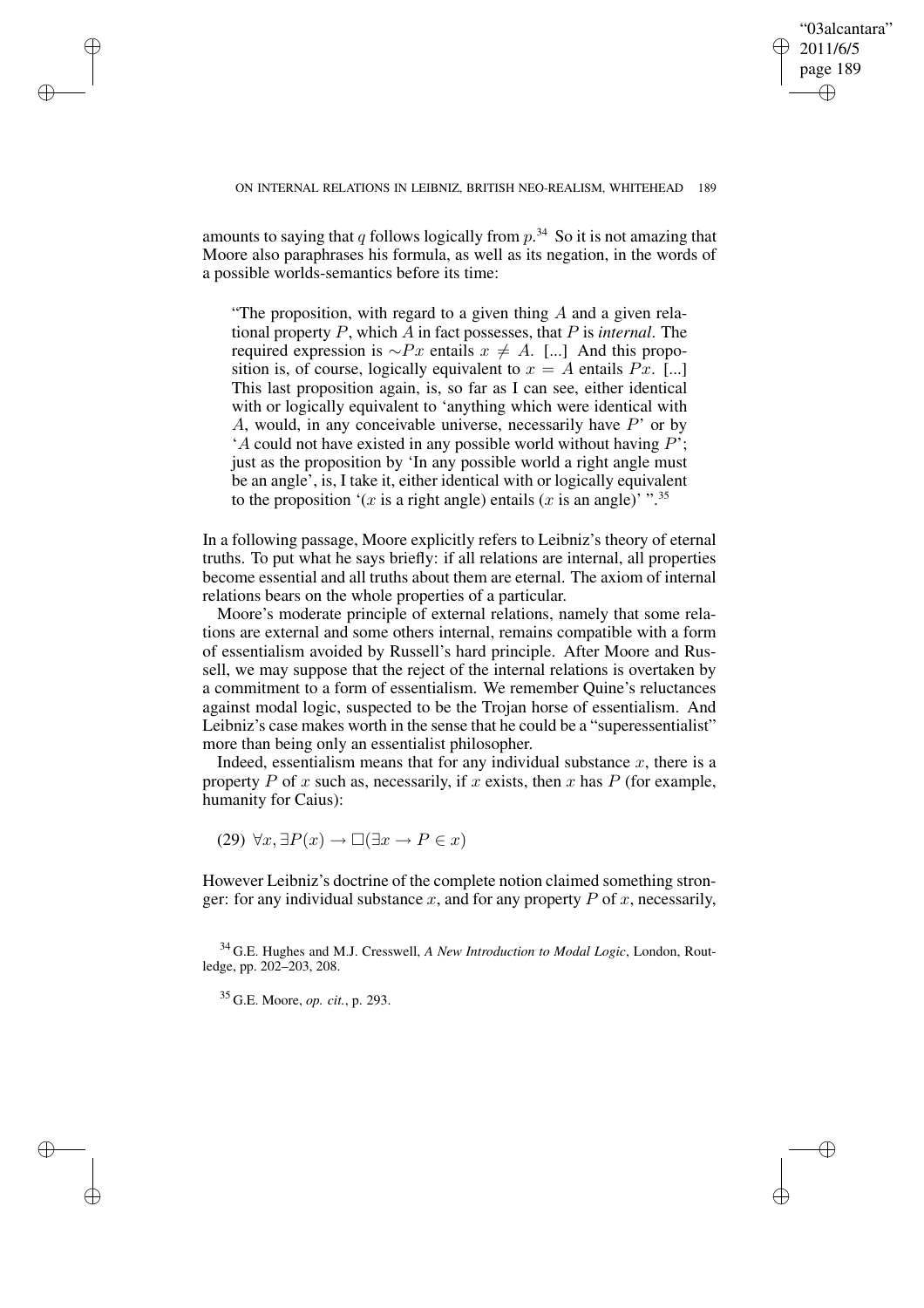amounts to saying that $q$ follows logically from $p$.[34] So it is not amazing that Moore also paraphrases his formula, as well as its negation, in the words of a possible worlds-semantics before its time:

> "The proposition, with regard to a given thing $A$ and a given relational property $P$, which $A$ in fact possesses, that $P$ is *internal*. The required expression is $\sim Px$ entails $x \neq A$. [...] And this proposition is, of course, logically equivalent to $x = A$ entails $Px$. [...] This last proposition again, is, so far as I can see, either identical with or logically equivalent to 'anything which were identical with $A$, would, in any conceivable universe, necessarily have $P$' or by '$A$ could not have existed in any possible world without having $P$'; just as the proposition by 'In any possible world a right angle must be an angle', is, I take it, either identical with or logically equivalent to the proposition '($x$ is a right angle) entails ($x$ is an angle)' ".[35]

In a following passage, Moore explicitly refers to Leibniz's theory of eternal truths. To put what he says briefly: if all relations are internal, all properties become essential and all truths about them are eternal. The axiom of internal relations bears on the whole properties of a particular.

Moore's moderate principle of external relations, namely that some relations are external and some others internal, remains compatible with a form of essentialism avoided by Russell's hard principle. After Moore and Russell, we may suppose that the reject of the internal relations is overtaken by a commitment to a form of essentialism. We remember Quine's reluctances against modal logic, suspected to be the Trojan horse of essentialism. And Leibniz's case makes worth in the sense that he could be a "superessentialist" more than being only an essentialist philosopher.

Indeed, essentialism means that for any individual substance $x$, there is a property $P$ of $x$ such as, necessarily, if $x$ exists, then $x$ has $P$ (for example, humanity for Caius):

(29) $\forall x, \exists P(x) \rightarrow \Box(\exists x \rightarrow P \in x)$

However Leibniz's doctrine of the complete notion claimed something stronger: for any individual substance $x$, and for any property $P$ of $x$, necessarily,

[34] G.E. Hughes and M.J. Cresswell, *A New Introduction to Modal Logic*, London, Routledge, pp. 202–203, 208.

[35] G.E. Moore, *op. cit.*, p. 293.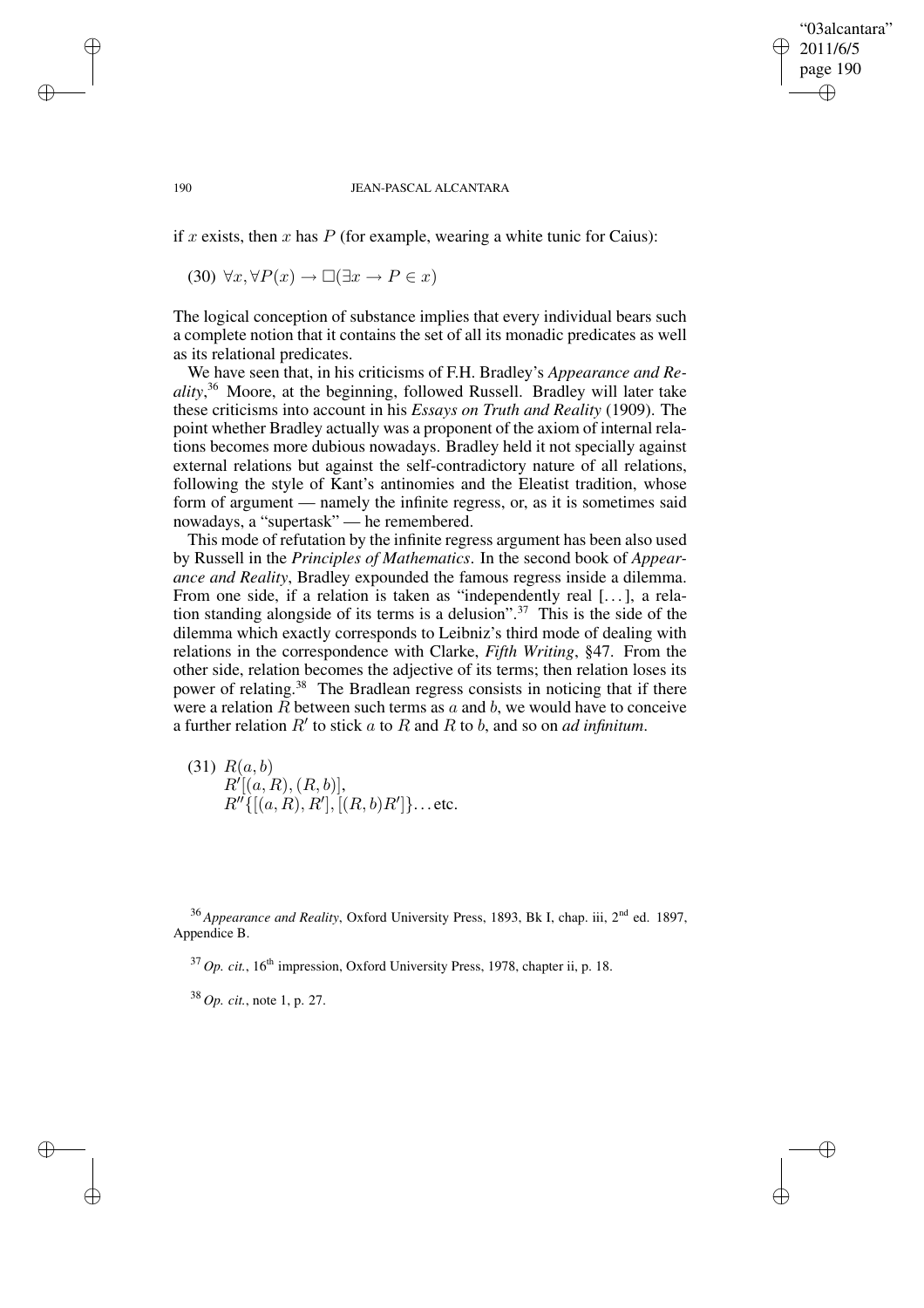if $x$ exists, then $x$ has $P$ (for example, wearing a white tunic for Caius):

(30) $\forall x, \forall P(x) \rightarrow \Box(\exists x \rightarrow P \in x)$

The logical conception of substance implies that every individual bears such a complete notion that it contains the set of all its monadic predicates as well as its relational predicates.

We have seen that, in his criticisms of F.H. Bradley's *Appearance and Reality*,[36] Moore, at the beginning, followed Russell. Bradley will later take these criticisms into account in his *Essays on Truth and Reality* (1909). The point whether Bradley actually was a proponent of the axiom of internal relations becomes more dubious nowadays. Bradley held it not specially against external relations but against the self-contradictory nature of all relations, following the style of Kant's antinomies and the Eleatist tradition, whose form of argument — namely the infinite regress, or, as it is sometimes said nowadays, a "supertask" — he remembered.

This mode of refutation by the infinite regress argument has been also used by Russell in the *Principles of Mathematics*. In the second book of *Appearance and Reality*, Bradley expounded the famous regress inside a dilemma. From one side, if a relation is taken as "independently real [...], a relation standing alongside of its terms is a delusion".[37] This is the side of the dilemma which exactly corresponds to Leibniz's third mode of dealing with relations in the correspondence with Clarke, *Fifth Writing*, §47. From the other side, relation becomes the adjective of its terms; then relation loses its power of relating.[38] The Bradlean regress consists in noticing that if there were a relation $R$ between such terms as $a$ and $b$, we would have to conceive a further relation $R'$ to stick $a$ to $R$ and $R$ to $b$, and so on *ad infinitum*.

(31) $R(a, b)$
$R'[(a, R), (R, b)]$,
$R''\{[(a, R), R'], [(R, b)R']\}$... etc.

[36] *Appearance and Reality*, Oxford University Press, 1893, Bk I, chap. iii, 2[nd] ed. 1897, Appendice B.

[37] *Op. cit.*, 16[th] impression, Oxford University Press, 1978, chapter ii, p. 18.

[38] *Op. cit.*, note 1, p. 27.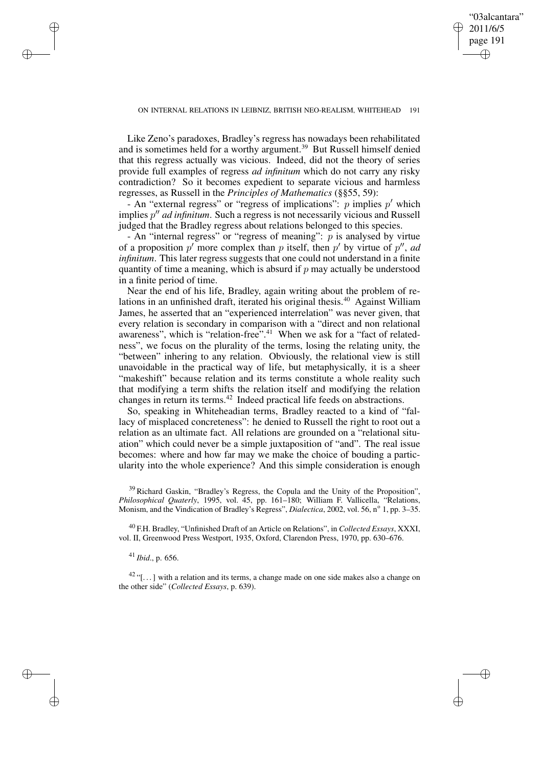Like Zeno's paradoxes, Bradley's regress has nowadays been rehabilitated and is sometimes held for a worthy argument.[39] But Russell himself denied that this regress actually was vicious. Indeed, did not the theory of series provide full examples of regress *ad infinitum* which do not carry any risky contradiction? So it becomes expedient to separate vicious and harmless regresses, as Russell in the *Principles of Mathematics* (§§55, 59):

- An "external regress" or "regress of implications": $p$ implies $p'$ which implies $p''$ *ad infinitum*. Such a regress is not necessarily vicious and Russell judged that the Bradley regress about relations belonged to this species.
- An "internal regress" or "regress of meaning": $p$ is analysed by virtue of a proposition $p'$ more complex than $p$ itself, then $p'$ by virtue of $p''$, *ad infinitum*. This later regress suggests that one could not understand in a finite quantity of time a meaning, which is absurd if $p$ may actually be understood in a finite period of time.

Near the end of his life, Bradley, again writing about the problem of relations in an unfinished draft, iterated his original thesis.[40] Against William James, he asserted that an "experienced interrelation" was never given, that every relation is secondary in comparison with a "direct and non relational awareness", which is "relation-free".[41] When we ask for a "fact of relatedness", we focus on the plurality of the terms, losing the relating unity, the "between" inhering to any relation. Obviously, the relational view is still unavoidable in the practical way of life, but metaphysically, it is a sheer "makeshift" because relation and its terms constitute a whole reality such that modifying a term shifts the relation itself and modifying the relation changes in return its terms.[42] Indeed practical life feeds on abstractions.

So, speaking in Whiteheadian terms, Bradley reacted to a kind of "fallacy of misplaced concreteness": he denied to Russell the right to root out a relation as an ultimate fact. All relations are grounded on a "relational situation" which could never be a simple juxtaposition of "and". The real issue becomes: where and how far may we make the choice of bouding a particularity into the whole experience? And this simple consideration is enough

---

[39] Richard Gaskin, "Bradley's Regress, the Copula and the Unity of the Proposition", *Philosophical Quaterly*, 1995, vol. 45, pp. 161–180; William F. Vallicella, "Relations, Monism, and the Vindication of Bradley's Regress", *Dialectica*, 2002, vol. 56, nº 1, pp. 3–35.

[40] F.H. Bradley, "Unfinished Draft of an Article on Relations", in *Collected Essays*, XXXI, vol. II, Greenwood Press Westport, 1935, Oxford, Clarendon Press, 1970, pp. 630–676.

[41] *Ibid*., p. 656.

[42] "[...] with a relation and its terms, a change made on one side makes also a change on the other side" (*Collected Essays*, p. 639).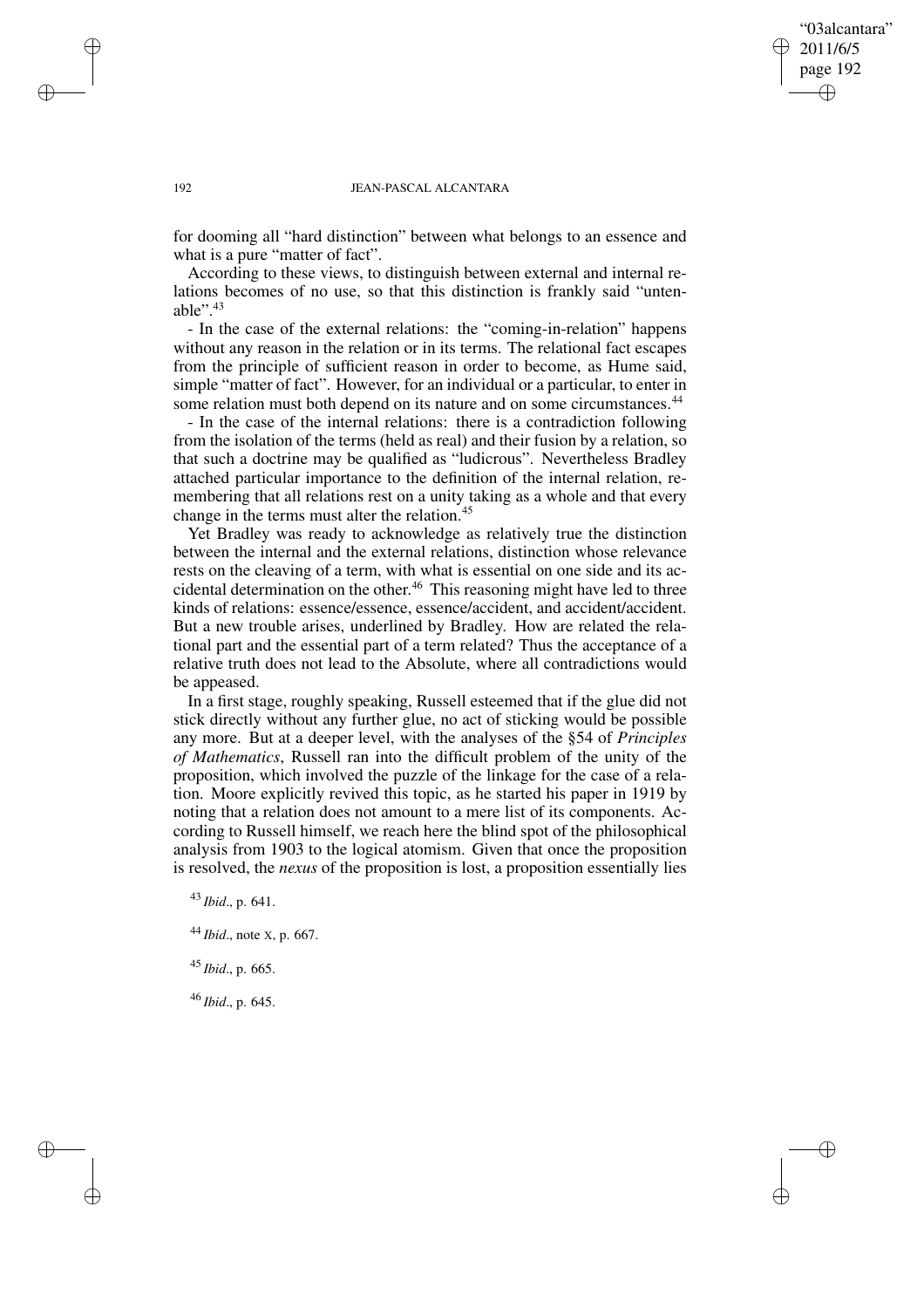for dooming all "hard distinction" between what belongs to an essence and what is a pure "matter of fact".

According to these views, to distinguish between external and internal relations becomes of no use, so that this distinction is frankly said "untenable".[43]

- In the case of the external relations: the "coming-in-relation" happens without any reason in the relation or in its terms. The relational fact escapes from the principle of sufficient reason in order to become, as Hume said, simple "matter of fact". However, for an individual or a particular, to enter in some relation must both depend on its nature and on some circumstances.[44]

- In the case of the internal relations: there is a contradiction following from the isolation of the terms (held as real) and their fusion by a relation, so that such a doctrine may be qualified as "ludicrous". Nevertheless Bradley attached particular importance to the definition of the internal relation, remembering that all relations rest on a unity taking as a whole and that every change in the terms must alter the relation.[45]

Yet Bradley was ready to acknowledge as relatively true the distinction between the internal and the external relations, distinction whose relevance rests on the cleaving of a term, with what is essential on one side and its accidental determination on the other.[46] This reasoning might have led to three kinds of relations: essence/essence, essence/accident, and accident/accident. But a new trouble arises, underlined by Bradley. How are related the relational part and the essential part of a term related? Thus the acceptance of a relative truth does not lead to the Absolute, where all contradictions would be appeased.

In a first stage, roughly speaking, Russell esteemed that if the glue did not stick directly without any further glue, no act of sticking would be possible any more. But at a deeper level, with the analyses of the §54 of *Principles of Mathematics*, Russell ran into the difficult problem of the unity of the proposition, which involved the puzzle of the linkage for the case of a relation. Moore explicitly revived this topic, as he started his paper in 1919 by noting that a relation does not amount to a mere list of its components. According to Russell himself, we reach here the blind spot of the philosophical analysis from 1903 to the logical atomism. Given that once the proposition is resolved, the *nexus* of the proposition is lost, a proposition essentially lies

[43] *Ibid*., p. 641.

[44] *Ibid*., note X, p. 667.

[45] *Ibid*., p. 665.

[46] *Ibid*., p. 645.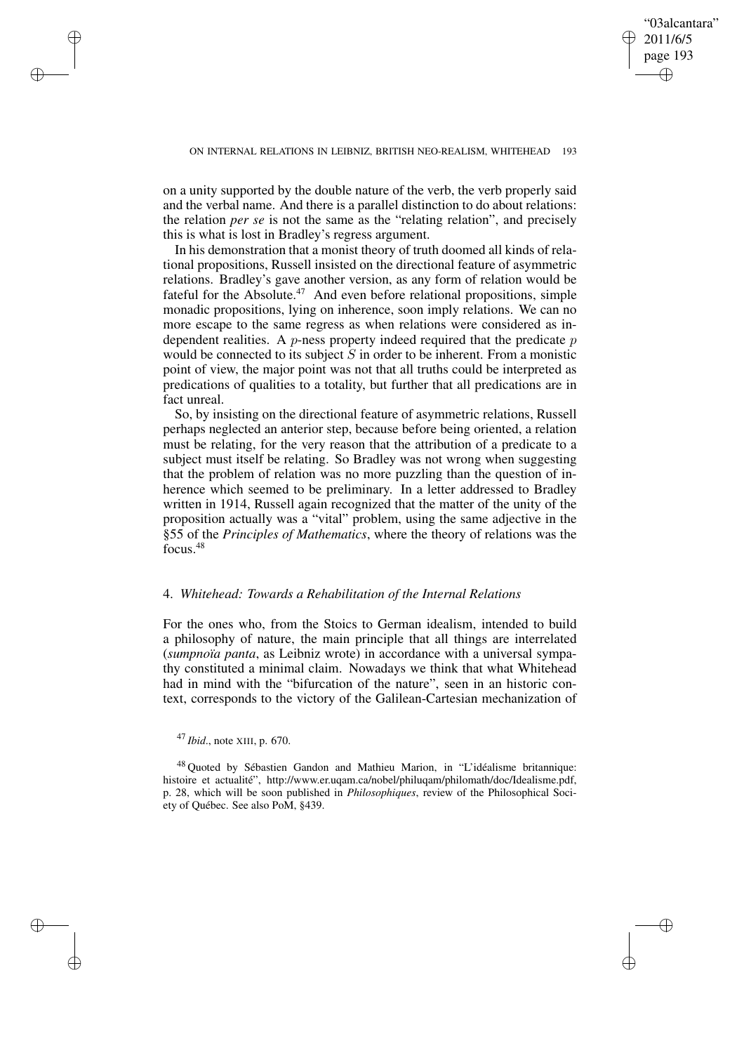on a unity supported by the double nature of the verb, the verb properly said and the verbal name. And there is a parallel distinction to do about relations: the relation *per se* is not the same as the "relating relation", and precisely this is what is lost in Bradley's regress argument.

In his demonstration that a monist theory of truth doomed all kinds of relational propositions, Russell insisted on the directional feature of asymmetric relations. Bradley's gave another version, as any form of relation would be fateful for the Absolute.[47] And even before relational propositions, simple monadic propositions, lying on inherence, soon imply relations. We can no more escape to the same regress as when relations were considered as independent realities. A $p$-ness property indeed required that the predicate $p$ would be connected to its subject $S$ in order to be inherent. From a monistic point of view, the major point was not that all truths could be interpreted as predications of qualities to a totality, but further that all predications are in fact unreal.

So, by insisting on the directional feature of asymmetric relations, Russell perhaps neglected an anterior step, because before being oriented, a relation must be relating, for the very reason that the attribution of a predicate to a subject must itself be relating. So Bradley was not wrong when suggesting that the problem of relation was no more puzzling than the question of inherence which seemed to be preliminary. In a letter addressed to Bradley written in 1914, Russell again recognized that the matter of the unity of the proposition actually was a "vital" problem, using the same adjective in the §55 of the *Principles of Mathematics*, where the theory of relations was the focus.[48]

## 4. *Whitehead: Towards a Rehabilitation of the Internal Relations*

For the ones who, from the Stoics to German idealism, intended to build a philosophy of nature, the main principle that all things are interrelated (*sumpnoïa panta*, as Leibniz wrote) in accordance with a universal sympathy constituted a minimal claim. Nowadays we think that what Whitehead had in mind with the "bifurcation of the nature", seen in an historic context, corresponds to the victory of the Galilean-Cartesian mechanization of

[47] *Ibid*., note XIII, p. 670.

[48] Quoted by Sébastien Gandon and Mathieu Marion, in "L'idéalisme britannique: histoire et actualité", http://www.er.uqam.ca/nobel/philuqam/philomath/doc/Idealisme.pdf, p. 28, which will be soon published in *Philosophiques*, review of the Philosophical Society of Québec. See also PoM, §439.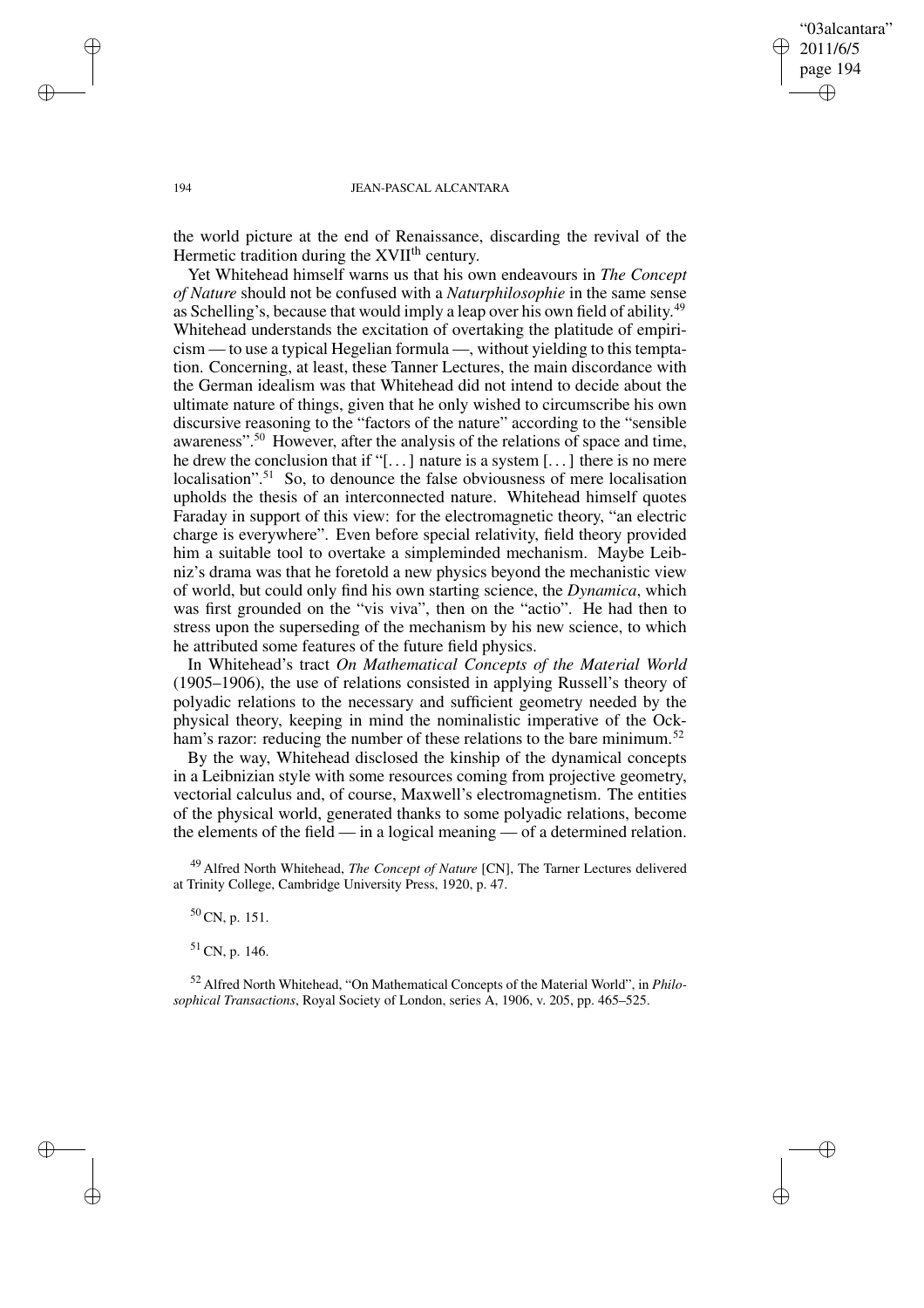the world picture at the end of Renaissance, discarding the revival of the Hermetic tradition during the XVII$^{th}$ century.

Yet Whitehead himself warns us that his own endeavours in *The Concept of Nature* should not be confused with a *Naturphilosophie* in the same sense as Schelling's, because that would imply a leap over his own field of ability.[49] Whitehead understands the excitation of overtaking the platitude of empiricism — to use a typical Hegelian formula —, without yielding to this temptation. Concerning, at least, these Tanner Lectures, the main discordance with the German idealism was that Whitehead did not intend to decide about the ultimate nature of things, given that he only wished to circumscribe his own discursive reasoning to the "factors of the nature" according to the "sensible awareness".[50] However, after the analysis of the relations of space and time, he drew the conclusion that if "[...] nature is a system [...] there is no mere localisation".[51] So, to denounce the false obviousness of mere localisation upholds the thesis of an interconnected nature. Whitehead himself quotes Faraday in support of this view: for the electromagnetic theory, "an electric charge is everywhere". Even before special relativity, field theory provided him a suitable tool to overtake a simpleminded mechanism. Maybe Leibniz's drama was that he foretold a new physics beyond the mechanistic view of world, but could only find his own starting science, the *Dynamica*, which was first grounded on the "vis viva", then on the "actio". He had then to stress upon the superseding of the mechanism by his new science, to which he attributed some features of the future field physics.

In Whitehead's tract *On Mathematical Concepts of the Material World* (1905–1906), the use of relations consisted in applying Russell's theory of polyadic relations to the necessary and sufficient geometry needed by the physical theory, keeping in mind the nominalistic imperative of the Ockham's razor: reducing the number of these relations to the bare minimum.[52]

By the way, Whitehead disclosed the kinship of the dynamical concepts in a Leibnizian style with some resources coming from projective geometry, vectorial calculus and, of course, Maxwell's electromagnetism. The entities of the physical world, generated thanks to some polyadic relations, become the elements of the field — in a logical meaning — of a determined relation.

[49] Alfred North Whitehead, *The Concept of Nature* [CN], The Tarner Lectures delivered at Trinity College, Cambridge University Press, 1920, p. 47.

[50] CN, p. 151.

[51] CN, p. 146.

[52] Alfred North Whitehead, "On Mathematical Concepts of the Material World", in *Philosophical Transactions*, Royal Society of London, series A, 1906, v. 205, pp. 465–525.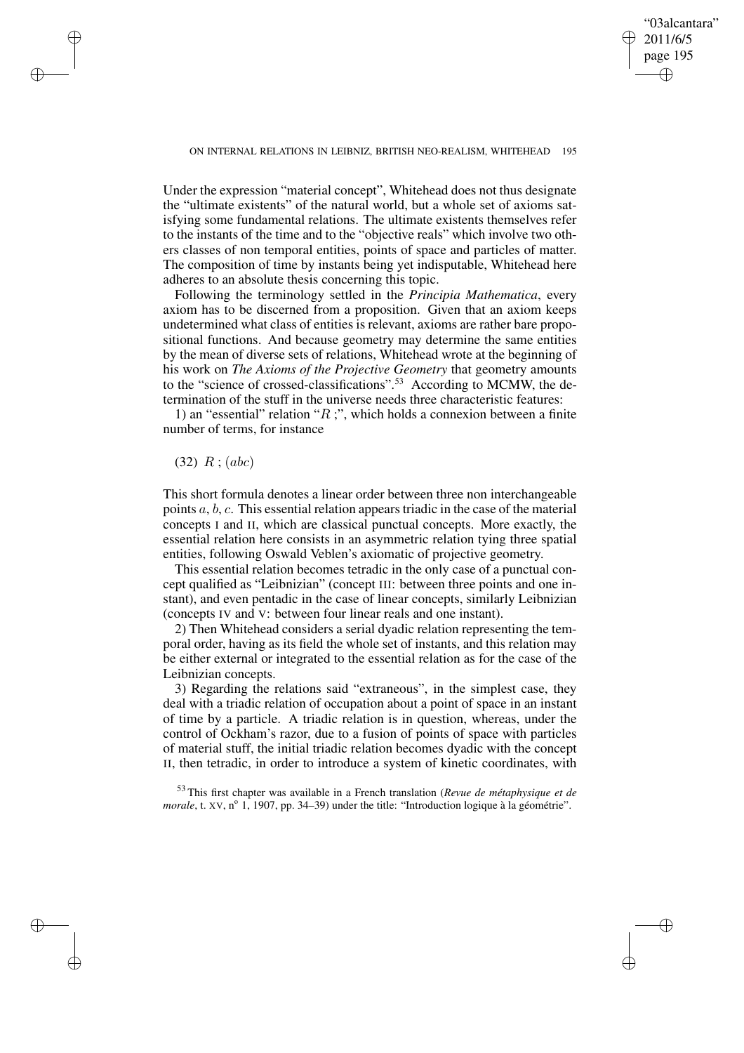Under the expression "material concept", Whitehead does not thus designate the "ultimate existents" of the natural world, but a whole set of axioms satisfying some fundamental relations. The ultimate existents themselves refer to the instants of the time and to the "objective reals" which involve two others classes of non temporal entities, points of space and particles of matter. The composition of time by instants being yet indisputable, Whitehead here adheres to an absolute thesis concerning this topic.

Following the terminology settled in the *Principia Mathematica*, every axiom has to be discerned from a proposition. Given that an axiom keeps undetermined what class of entities is relevant, axioms are rather bare propositional functions. And because geometry may determine the same entities by the mean of diverse sets of relations, Whitehead wrote at the beginning of his work on *The Axioms of the Projective Geometry* that geometry amounts to the "science of crossed-classifications".[53] According to MCMW, the determination of the stuff in the universe needs three characteristic features:

1) an "essential" relation "$R$ ;", which holds a connexion between a finite number of terms, for instance

(32) $R$ ; $(abc)$

This short formula denotes a linear order between three non interchangeable points $a$, $b$, $c$. This essential relation appears triadic in the case of the material concepts I and II, which are classical punctual concepts. More exactly, the essential relation here consists in an asymmetric relation tying three spatial entities, following Oswald Veblen's axiomatic of projective geometry.

This essential relation becomes tetradic in the only case of a punctual concept qualified as "Leibnizian" (concept III: between three points and one instant), and even pentadic in the case of linear concepts, similarly Leibnizian (concepts IV and V: between four linear reals and one instant).

2) Then Whitehead considers a serial dyadic relation representing the temporal order, having as its field the whole set of instants, and this relation may be either external or integrated to the essential relation as for the case of the Leibnizian concepts.

3) Regarding the relations said "extraneous", in the simplest case, they deal with a triadic relation of occupation about a point of space in an instant of time by a particle. A triadic relation is in question, whereas, under the control of Ockham's razor, due to a fusion of points of space with particles of material stuff, the initial triadic relation becomes dyadic with the concept II, then tetradic, in order to introduce a system of kinetic coordinates, with

[53] This first chapter was available in a French translation (*Revue de métaphysique et de morale*, t. XV, n° 1, 1907, pp. 34–39) under the title: "Introduction logique à la géométrie".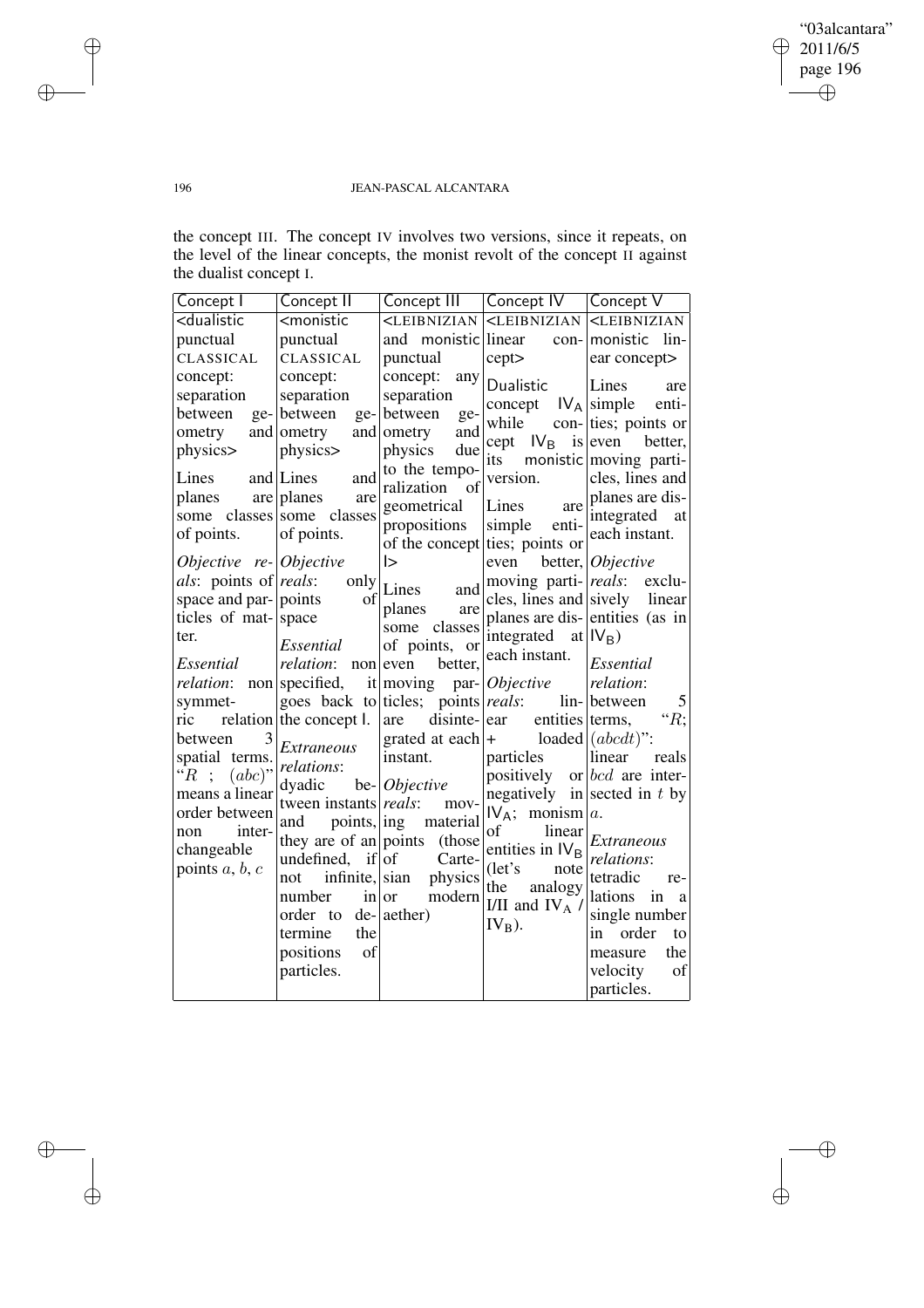the concept III. The concept IV involves two versions, since it repeats, on the level of the linear concepts, the monist revolt of the concept II against the dualist concept I.

| Concept I | Concept II | Concept III | Concept IV | Concept V |
|---|---|---|---|---|
| <dualistic punctual CLASSICAL concept: separation between geometry and physics> Lines and planes are some classes of points. *Objective reals*: points of space and particles of matter. *Essential relation*: non symmetric relation between 3 spatial terms. "$R$ ; $(abc)$" means a linear order between non interchangeable points $a$, $b$, $c$ | <monistic punctual CLASSICAL concept: separation between geometry and physics> Lines and planes are some classes of points. *Objective reals*: only points of space *Essential relation*: non specified, it goes back to the concept I. *Extraneous relations*: dyadic between instants and points, they are of an undefined, if not infinite, number in order to determine the positions of particles. | <LEIBNIZIAN and monistic punctual concept: any separation between geometry and physics due to the temporalization of geometrical propositions of the concept I> Lines and planes are some classes of points, or even better, moving particles; points are disintegrated at each instant. *Objective reals*: moving material points (those of Cartesian physics or modern aether) | <LEIBNIZIAN linear concept> Dualistic concept $\mathsf{IV_A}$ while concept $\mathsf{IV_B}$ is its monistic version. Lines are simple entities; points or even better, moving particles, lines and planes are disintegrated at each instant. *Objective reals*: linear entities + loaded particles positively or negatively in $\mathsf{IV_A}$; monism of linear entities in $\mathsf{IV_B}$ (let's note the analogy I/II and $\mathsf{IV_A}$ / $\mathsf{IV_B}$). | <LEIBNIZIAN monistic linear concept> Lines are simple entities; points or even better, moving particles, lines and planes are disintegrated at each instant. *Objective reals*: exclusively linear entities (as in $\mathsf{IV_B}$) *Essential relation*: between 5 terms, "$R$; $(abcdt)$": linear reals $bcd$ are intersected in $t$ by $a$. *Extraneous relations*: tetradic relations in a single number in order to measure the velocity of particles. |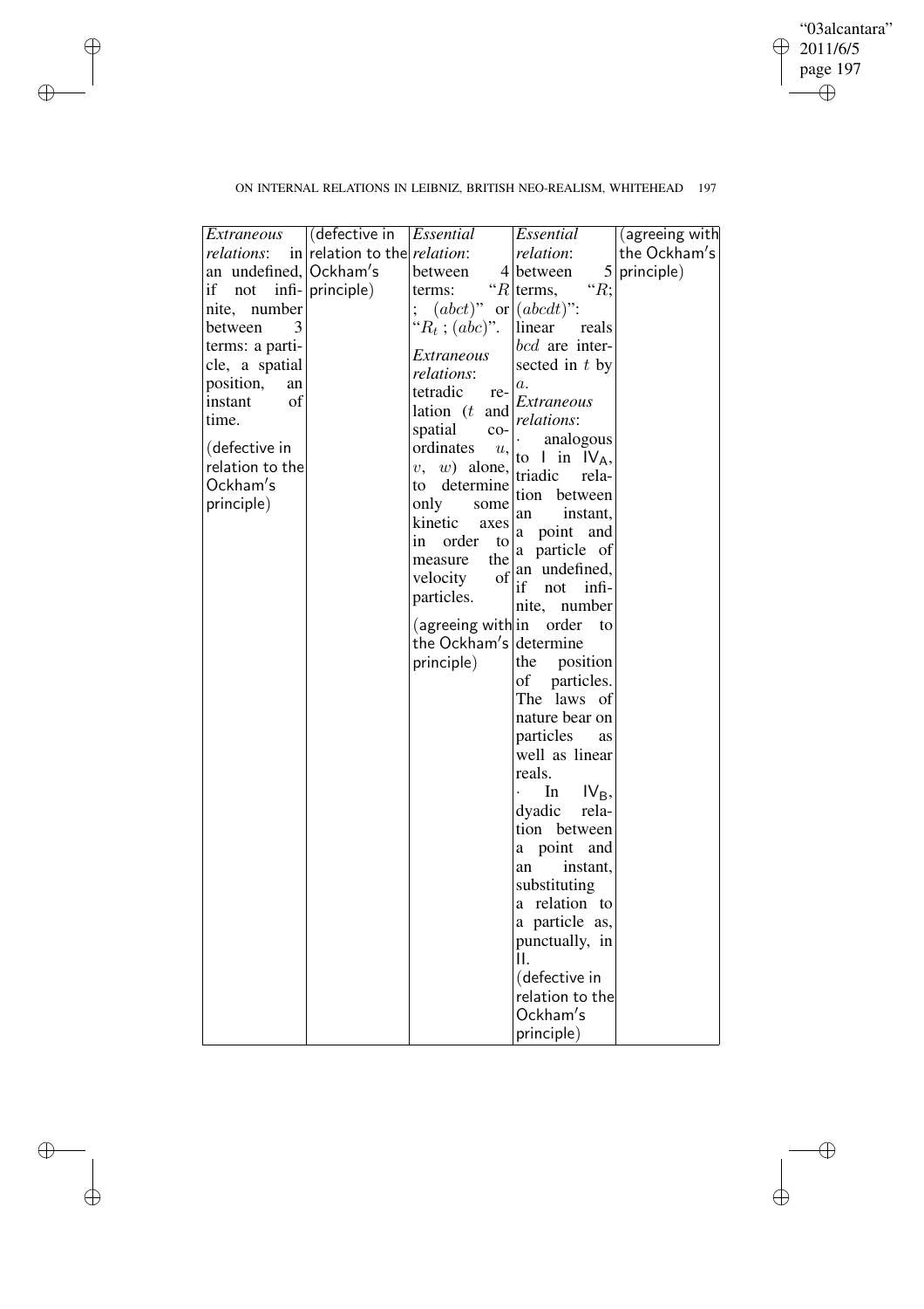| *Extraneous relations*: an undefined, if not infinite, number between 3 terms: a particle, a spatial position, an instant of time. (defective in relation to the Ockham's principle) | (defective in relation to the Ockham's principle) | *Essential relation*: between 4 terms: "$R$ ; $(abct)$" or "$R_t$ ; $(abc)$". *Extraneous relations*: tetradic relation ($t$ and spatial co-ordinates $u$, $v$, $w$) alone, to determine only some kinetic axes in order to measure the velocity of particles. (agreeing with the Ockham's principle) | *Essential relation*: between 5 terms, "$R$; $(abcdt)$": linear reals $bcd$ are intersected in $t$ by $a$. *Extraneous relations*: · analogous to I in $\mathsf{IV_A}$, triadic relation between an instant, a point and a particle of an undefined, if not infinite, number in order to determine the position of particles. The laws of nature bear on particles as well as linear reals. · In $\mathsf{IV_B}$, dyadic relation between a point and an instant, substituting a relation to a particle as, punctually, in II. (defective in relation to the Ockham's principle) | (agreeing with the Ockham's principle) |
|---|---|---|---|---|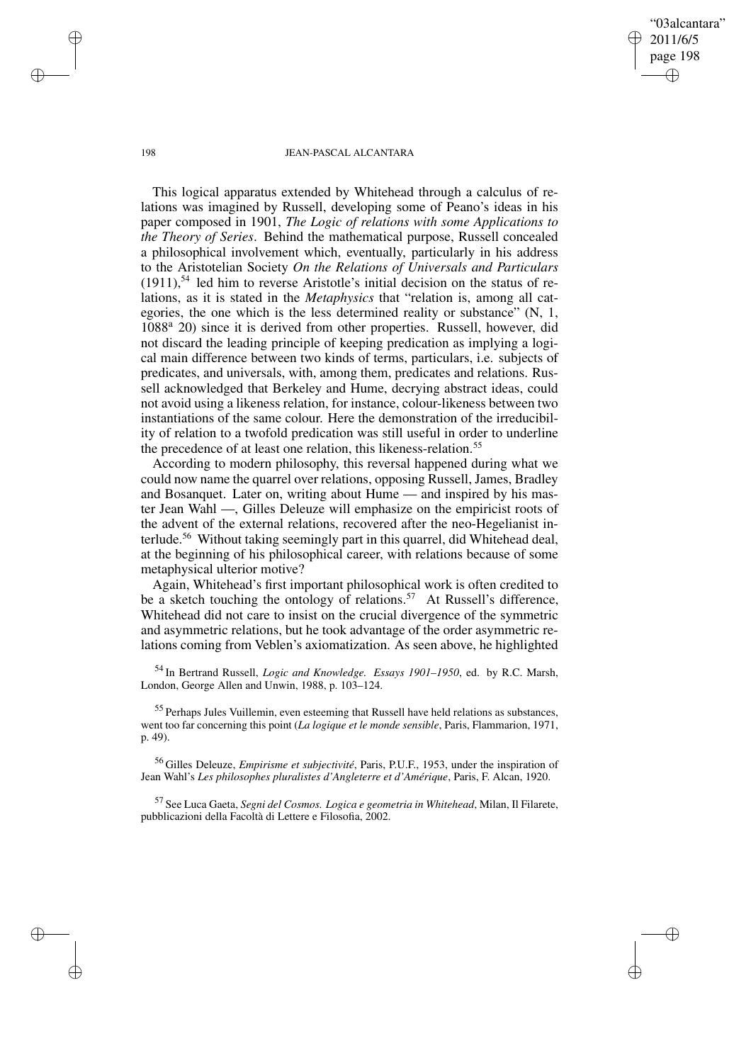This logical apparatus extended by Whitehead through a calculus of relations was imagined by Russell, developing some of Peano's ideas in his paper composed in 1901, *The Logic of relations with some Applications to the Theory of Series*. Behind the mathematical purpose, Russell concealed a philosophical involvement which, eventually, particularly in his address to the Aristotelian Society *On the Relations of Universals and Particulars* (1911),[54] led him to reverse Aristotle's initial decision on the status of relations, as it is stated in the *Metaphysics* that "relation is, among all categories, the one which is the less determined reality or substance" (N, 1, 1088$^a$ 20) since it is derived from other properties. Russell, however, did not discard the leading principle of keeping predication as implying a logical main difference between two kinds of terms, particulars, i.e. subjects of predicates, and universals, with, among them, predicates and relations. Russell acknowledged that Berkeley and Hume, decrying abstract ideas, could not avoid using a likeness relation, for instance, colour-likeness between two instantiations of the same colour. Here the demonstration of the irreducibility of relation to a twofold predication was still useful in order to underline the precedence of at least one relation, this likeness-relation.[55]

According to modern philosophy, this reversal happened during what we could now name the quarrel over relations, opposing Russell, James, Bradley and Bosanquet. Later on, writing about Hume — and inspired by his master Jean Wahl —, Gilles Deleuze will emphasize on the empiricist roots of the advent of the external relations, recovered after the neo-Hegelianist interlude.[56] Without taking seemingly part in this quarrel, did Whitehead deal, at the beginning of his philosophical career, with relations because of some metaphysical ulterior motive?

Again, Whitehead's first important philosophical work is often credited to be a sketch touching the ontology of relations.[57] At Russell's difference, Whitehead did not care to insist on the crucial divergence of the symmetric and asymmetric relations, but he took advantage of the order asymmetric relations coming from Veblen's axiomatization. As seen above, he highlighted

[54] In Bertrand Russell, *Logic and Knowledge. Essays 1901–1950*, ed. by R.C. Marsh, London, George Allen and Unwin, 1988, p. 103–124.

[55] Perhaps Jules Vuillemin, even esteeming that Russell have held relations as substances, went too far concerning this point (*La logique et le monde sensible*, Paris, Flammarion, 1971, p. 49).

[56] Gilles Deleuze, *Empirisme et subjectivité*, Paris, P.U.F., 1953, under the inspiration of Jean Wahl's *Les philosophes pluralistes d'Angleterre et d'Amérique*, Paris, F. Alcan, 1920.

[57] See Luca Gaeta, *Segni del Cosmos. Logica e geometria in Whitehead*, Milan, Il Filarete, pubblicazioni della Facoltà di Lettere e Filosofia, 2002.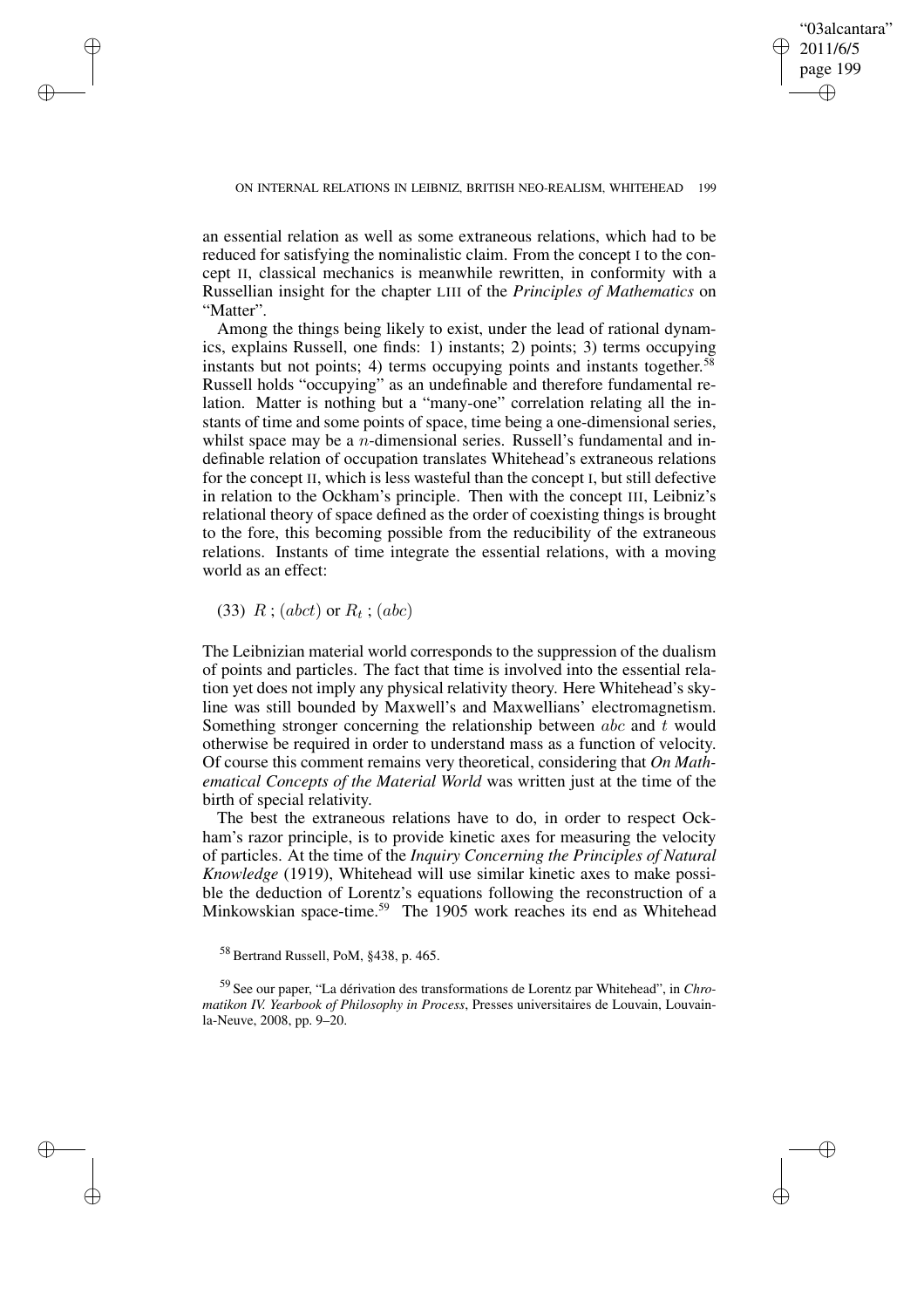an essential relation as well as some extraneous relations, which had to be reduced for satisfying the nominalistic claim. From the concept I to the concept II, classical mechanics is meanwhile rewritten, in conformity with a Russellian insight for the chapter LIII of the *Principles of Mathematics* on "Matter".

Among the things being likely to exist, under the lead of rational dynamics, explains Russell, one finds: 1) instants; 2) points; 3) terms occupying instants but not points; 4) terms occupying points and instants together.[58] Russell holds "occupying" as an undefinable and therefore fundamental relation. Matter is nothing but a "many-one" correlation relating all the instants of time and some points of space, time being a one-dimensional series, whilst space may be a $n$-dimensional series. Russell's fundamental and indefinable relation of occupation translates Whitehead's extraneous relations for the concept II, which is less wasteful than the concept I, but still defective in relation to the Ockham's principle. Then with the concept III, Leibniz's relational theory of space defined as the order of coexisting things is brought to the fore, this becoming possible from the reducibility of the extraneous relations. Instants of time integrate the essential relations, with a moving world as an effect:

(33) $R\ ;(abct)$ or $R_t\ ;(abc)$

The Leibnizian material world corresponds to the suppression of the dualism of points and particles. The fact that time is involved into the essential relation yet does not imply any physical relativity theory. Here Whitehead's skyline was still bounded by Maxwell's and Maxwellians' electromagnetism. Something stronger concerning the relationship between $abc$ and $t$ would otherwise be required in order to understand mass as a function of velocity. Of course this comment remains very theoretical, considering that *On Mathematical Concepts of the Material World* was written just at the time of the birth of special relativity.

The best the extraneous relations have to do, in order to respect Ockham's razor principle, is to provide kinetic axes for measuring the velocity of particles. At the time of the *Inquiry Concerning the Principles of Natural Knowledge* (1919), Whitehead will use similar kinetic axes to make possible the deduction of Lorentz's equations following the reconstruction of a Minkowskian space-time.[59] The 1905 work reaches its end as Whitehead

[58] Bertrand Russell, PoM, §438, p. 465.

[59] See our paper, "La dérivation des transformations de Lorentz par Whitehead", in *Chromatikon IV. Yearbook of Philosophy in Process*, Presses universitaires de Louvain, Louvain-la-Neuve, 2008, pp. 9–20.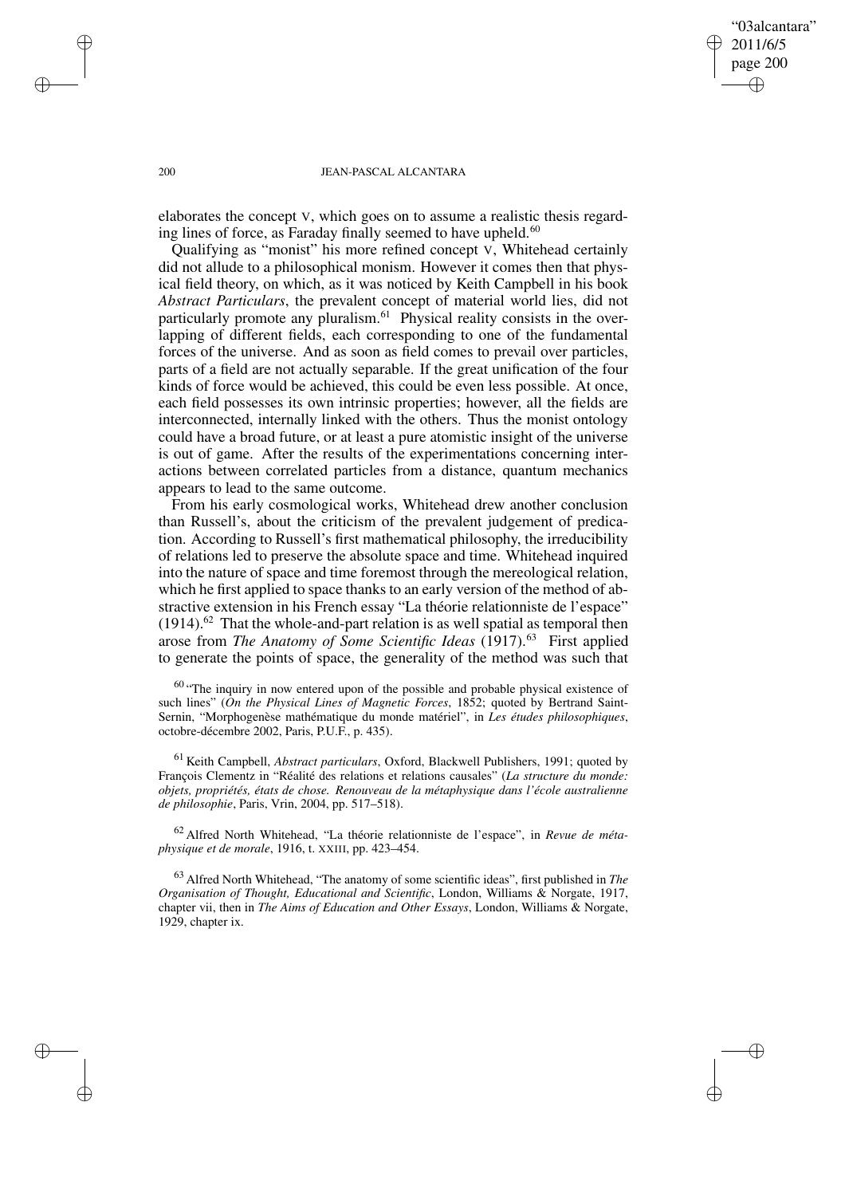elaborates the concept V, which goes on to assume a realistic thesis regarding lines of force, as Faraday finally seemed to have upheld.[60]

Qualifying as "monist" his more refined concept V, Whitehead certainly did not allude to a philosophical monism. However it comes then that physical field theory, on which, as it was noticed by Keith Campbell in his book *Abstract Particulars*, the prevalent concept of material world lies, did not particularly promote any pluralism.[61] Physical reality consists in the overlapping of different fields, each corresponding to one of the fundamental forces of the universe. And as soon as field comes to prevail over particles, parts of a field are not actually separable. If the great unification of the four kinds of force would be achieved, this could be even less possible. At once, each field possesses its own intrinsic properties; however, all the fields are interconnected, internally linked with the others. Thus the monist ontology could have a broad future, or at least a pure atomistic insight of the universe is out of game. After the results of the experimentations concerning interactions between correlated particles from a distance, quantum mechanics appears to lead to the same outcome.

From his early cosmological works, Whitehead drew another conclusion than Russell's, about the criticism of the prevalent judgement of predication. According to Russell's first mathematical philosophy, the irreducibility of relations led to preserve the absolute space and time. Whitehead inquired into the nature of space and time foremost through the mereological relation, which he first applied to space thanks to an early version of the method of abstractive extension in his French essay "La théorie relationniste de l'espace" (1914).[62] That the whole-and-part relation is as well spatial as temporal then arose from *The Anatomy of Some Scientific Ideas* (1917).[63] First applied to generate the points of space, the generality of the method was such that

[60] "The inquiry in now entered upon of the possible and probable physical existence of such lines" (*On the Physical Lines of Magnetic Forces*, 1852; quoted by Bertrand Saint-Sernin, "Morphogenèse mathématique du monde matériel", in *Les études philosophiques*, octobre-décembre 2002, Paris, P.U.F., p. 435).

[61] Keith Campbell, *Abstract particulars*, Oxford, Blackwell Publishers, 1991; quoted by François Clementz in "Réalité des relations et relations causales" (*La structure du monde: objets, propriétés, états de chose. Renouveau de la métaphysique dans l'école australienne de philosophie*, Paris, Vrin, 2004, pp. 517–518).

[62] Alfred North Whitehead, "La théorie relationniste de l'espace", in *Revue de métaphysique et de morale*, 1916, t. XXIII, pp. 423–454.

[63] Alfred North Whitehead, "The anatomy of some scientific ideas", first published in *The Organisation of Thought, Educational and Scientific*, London, Williams & Norgate, 1917, chapter vii, then in *The Aims of Education and Other Essays*, London, Williams & Norgate, 1929, chapter ix.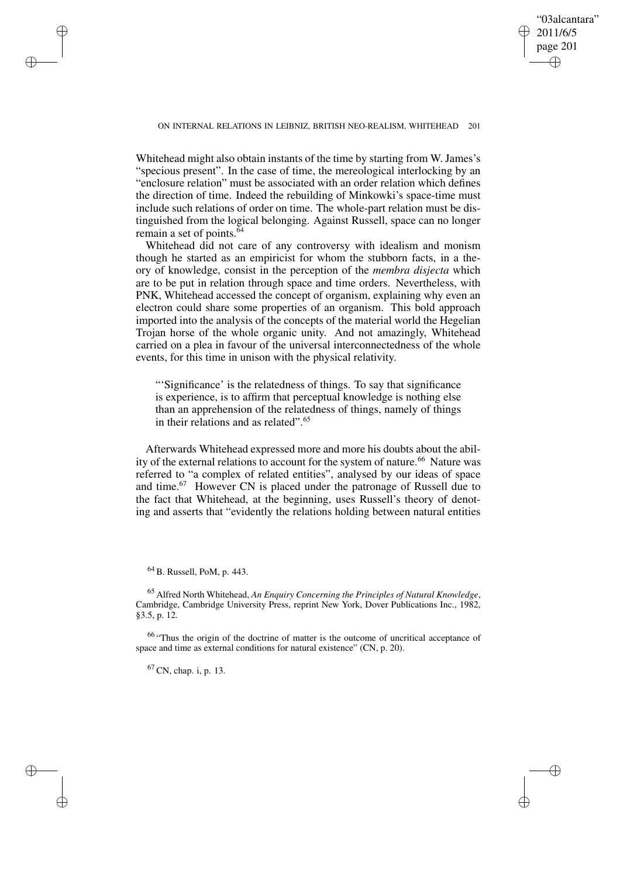Whitehead might also obtain instants of the time by starting from W. James's "specious present". In the case of time, the mereological interlocking by an "enclosure relation" must be associated with an order relation which defines the direction of time. Indeed the rebuilding of Minkowki's space-time must include such relations of order on time. The whole-part relation must be distinguished from the logical belonging. Against Russell, space can no longer remain a set of points.[64]

Whitehead did not care of any controversy with idealism and monism though he started as an empiricist for whom the stubborn facts, in a theory of knowledge, consist in the perception of the *membra disjecta* which are to be put in relation through space and time orders. Nevertheless, with PNK, Whitehead accessed the concept of organism, explaining why even an electron could share some properties of an organism. This bold approach imported into the analysis of the concepts of the material world the Hegelian Trojan horse of the whole organic unity. And not amazingly, Whitehead carried on a plea in favour of the universal interconnectedness of the whole events, for this time in unison with the physical relativity.

> "'Significance' is the relatedness of things. To say that significance is experience, is to affirm that perceptual knowledge is nothing else than an apprehension of the relatedness of things, namely of things in their relations and as related".[65]

Afterwards Whitehead expressed more and more his doubts about the ability of the external relations to account for the system of nature.[66] Nature was referred to "a complex of related entities", analysed by our ideas of space and time.[67] However CN is placed under the patronage of Russell due to the fact that Whitehead, at the beginning, uses Russell's theory of denoting and asserts that "evidently the relations holding between natural entities

[64] B. Russell, PoM, p. 443.

[65] Alfred North Whitehead, *An Enquiry Concerning the Principles of Natural Knowledge*, Cambridge, Cambridge University Press, reprint New York, Dover Publications Inc., 1982, §3.5, p. 12.

[66] "Thus the origin of the doctrine of matter is the outcome of uncritical acceptance of space and time as external conditions for natural existence" (CN, p. 20).

[67] CN, chap. i, p. 13.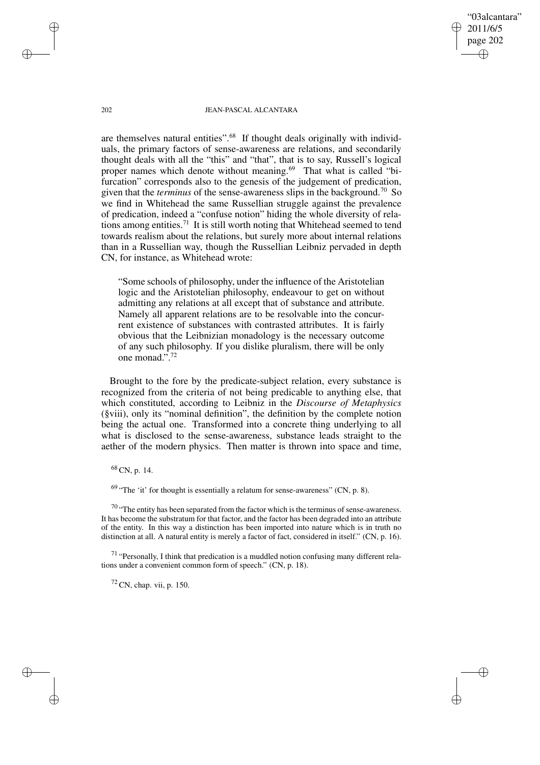are themselves natural entities".[68] If thought deals originally with individuals, the primary factors of sense-awareness are relations, and secondarily thought deals with all the "this" and "that", that is to say, Russell's logical proper names which denote without meaning.[69] That what is called "bifurcation" corresponds also to the genesis of the judgement of predication, given that the *terminus* of the sense-awareness slips in the background.[70] So we find in Whitehead the same Russellian struggle against the prevalence of predication, indeed a "confuse notion" hiding the whole diversity of relations among entities.[71] It is still worth noting that Whitehead seemed to tend towards realism about the relations, but surely more about internal relations than in a Russellian way, though the Russellian Leibniz pervaded in depth CN, for instance, as Whitehead wrote:

> "Some schools of philosophy, under the influence of the Aristotelian logic and the Aristotelian philosophy, endeavour to get on without admitting any relations at all except that of substance and attribute. Namely all apparent relations are to be resolvable into the concurrent existence of substances with contrasted attributes. It is fairly obvious that the Leibnizian monadology is the necessary outcome of any such philosophy. If you dislike pluralism, there will be only one monad.".[72]

Brought to the fore by the predicate-subject relation, every substance is recognized from the criteria of not being predicable to anything else, that which constituted, according to Leibniz in the *Discourse of Metaphysics* (§viii), only its "nominal definition", the definition by the complete notion being the actual one. Transformed into a concrete thing underlying to all what is disclosed to the sense-awareness, substance leads straight to the aether of the modern physics. Then matter is thrown into space and time,

[68] CN, p. 14.

[69] "The 'it' for thought is essentially a relatum for sense-awareness" (CN, p. 8).

[70] "The entity has been separated from the factor which is the terminus of sense-awareness. It has become the substratum for that factor, and the factor has been degraded into an attribute of the entity. In this way a distinction has been imported into nature which is in truth no distinction at all. A natural entity is merely a factor of fact, considered in itself." (CN, p. 16).

[71] "Personally, I think that predication is a muddled notion confusing many different relations under a convenient common form of speech." (CN, p. 18).

[72] CN, chap. vii, p. 150.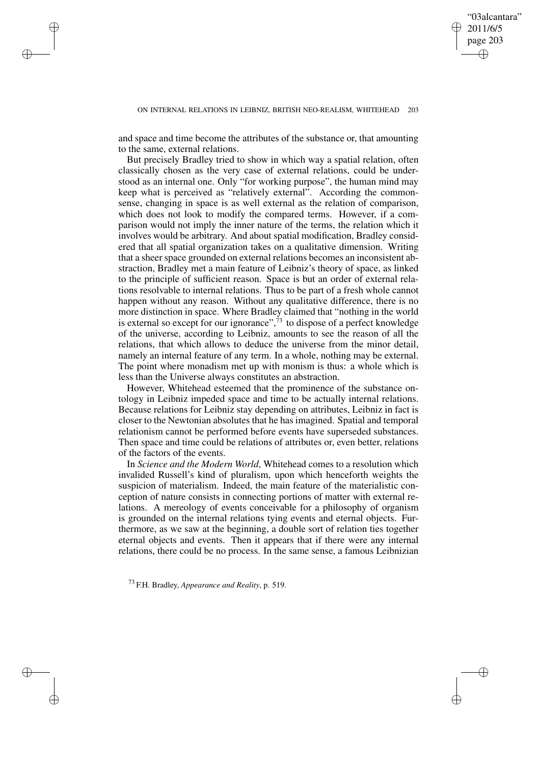and space and time become the attributes of the substance or, that amounting to the same, external relations.

But precisely Bradley tried to show in which way a spatial relation, often classically chosen as the very case of external relations, could be understood as an internal one. Only "for working purpose", the human mind may keep what is perceived as "relatively external". According the commonsense, changing in space is as well external as the relation of comparison, which does not look to modify the compared terms. However, if a comparison would not imply the inner nature of the terms, the relation which it involves would be arbitrary. And about spatial modification, Bradley considered that all spatial organization takes on a qualitative dimension. Writing that a sheer space grounded on external relations becomes an inconsistent abstraction, Bradley met a main feature of Leibniz's theory of space, as linked to the principle of sufficient reason. Space is but an order of external relations resolvable to internal relations. Thus to be part of a fresh whole cannot happen without any reason. Without any qualitative difference, there is no more distinction in space. Where Bradley claimed that "nothing in the world is external so except for our ignorance",[73] to dispose of a perfect knowledge of the universe, according to Leibniz, amounts to see the reason of all the relations, that which allows to deduce the universe from the minor detail, namely an internal feature of any term. In a whole, nothing may be external. The point where monadism met up with monism is thus: a whole which is less than the Universe always constitutes an abstraction.

However, Whitehead esteemed that the prominence of the substance ontology in Leibniz impeded space and time to be actually internal relations. Because relations for Leibniz stay depending on attributes, Leibniz in fact is closer to the Newtonian absolutes that he has imagined. Spatial and temporal relationism cannot be performed before events have superseded substances. Then space and time could be relations of attributes or, even better, relations of the factors of the events.

In *Science and the Modern World*, Whitehead comes to a resolution which invalided Russell's kind of pluralism, upon which henceforth weights the suspicion of materialism. Indeed, the main feature of the materialistic conception of nature consists in connecting portions of matter with external relations. A mereology of events conceivable for a philosophy of organism is grounded on the internal relations tying events and eternal objects. Furthermore, as we saw at the beginning, a double sort of relation ties together eternal objects and events. Then it appears that if there were any internal relations, there could be no process. In the same sense, a famous Leibnizian

[73] F.H. Bradley, *Appearance and Reality*, p. 519.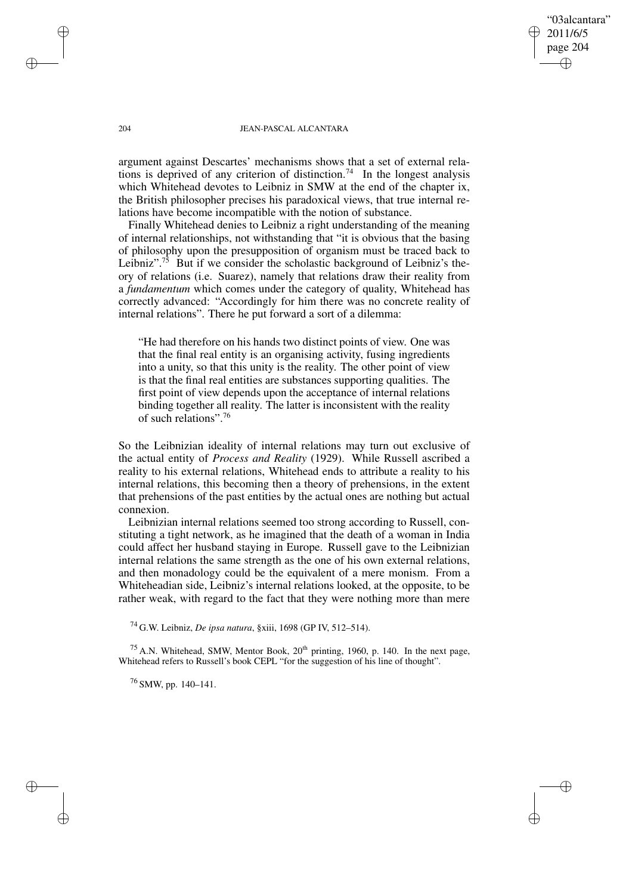argument against Descartes' mechanisms shows that a set of external relations is deprived of any criterion of distinction.[74] In the longest analysis which Whitehead devotes to Leibniz in SMW at the end of the chapter ix, the British philosopher precises his paradoxical views, that true internal relations have become incompatible with the notion of substance.

Finally Whitehead denies to Leibniz a right understanding of the meaning of internal relationships, not withstanding that "it is obvious that the basing of philosophy upon the presupposition of organism must be traced back to Leibniz".[75] But if we consider the scholastic background of Leibniz's theory of relations (i.e. Suarez), namely that relations draw their reality from a *fundamentum* which comes under the category of quality, Whitehead has correctly advanced: "Accordingly for him there was no concrete reality of internal relations". There he put forward a sort of a dilemma:

> "He had therefore on his hands two distinct points of view. One was that the final real entity is an organising activity, fusing ingredients into a unity, so that this unity is the reality. The other point of view is that the final real entities are substances supporting qualities. The first point of view depends upon the acceptance of internal relations binding together all reality. The latter is inconsistent with the reality of such relations".[76]

So the Leibnizian ideality of internal relations may turn out exclusive of the actual entity of *Process and Reality* (1929). While Russell ascribed a reality to his external relations, Whitehead ends to attribute a reality to his internal relations, this becoming then a theory of prehensions, in the extent that prehensions of the past entities by the actual ones are nothing but actual connexion.

Leibnizian internal relations seemed too strong according to Russell, constituting a tight network, as he imagined that the death of a woman in India could affect her husband staying in Europe. Russell gave to the Leibnizian internal relations the same strength as the one of his own external relations, and then monadology could be the equivalent of a mere monism. From a Whiteheadian side, Leibniz's internal relations looked, at the opposite, to be rather weak, with regard to the fact that they were nothing more than mere

[74] G.W. Leibniz, *De ipsa natura*, §xiii, 1698 (GP IV, 512–514).

[75] A.N. Whitehead, SMW, Mentor Book, 20th printing, 1960, p. 140. In the next page, Whitehead refers to Russell's book CEPL "for the suggestion of his line of thought".

[76] SMW, pp. 140–141.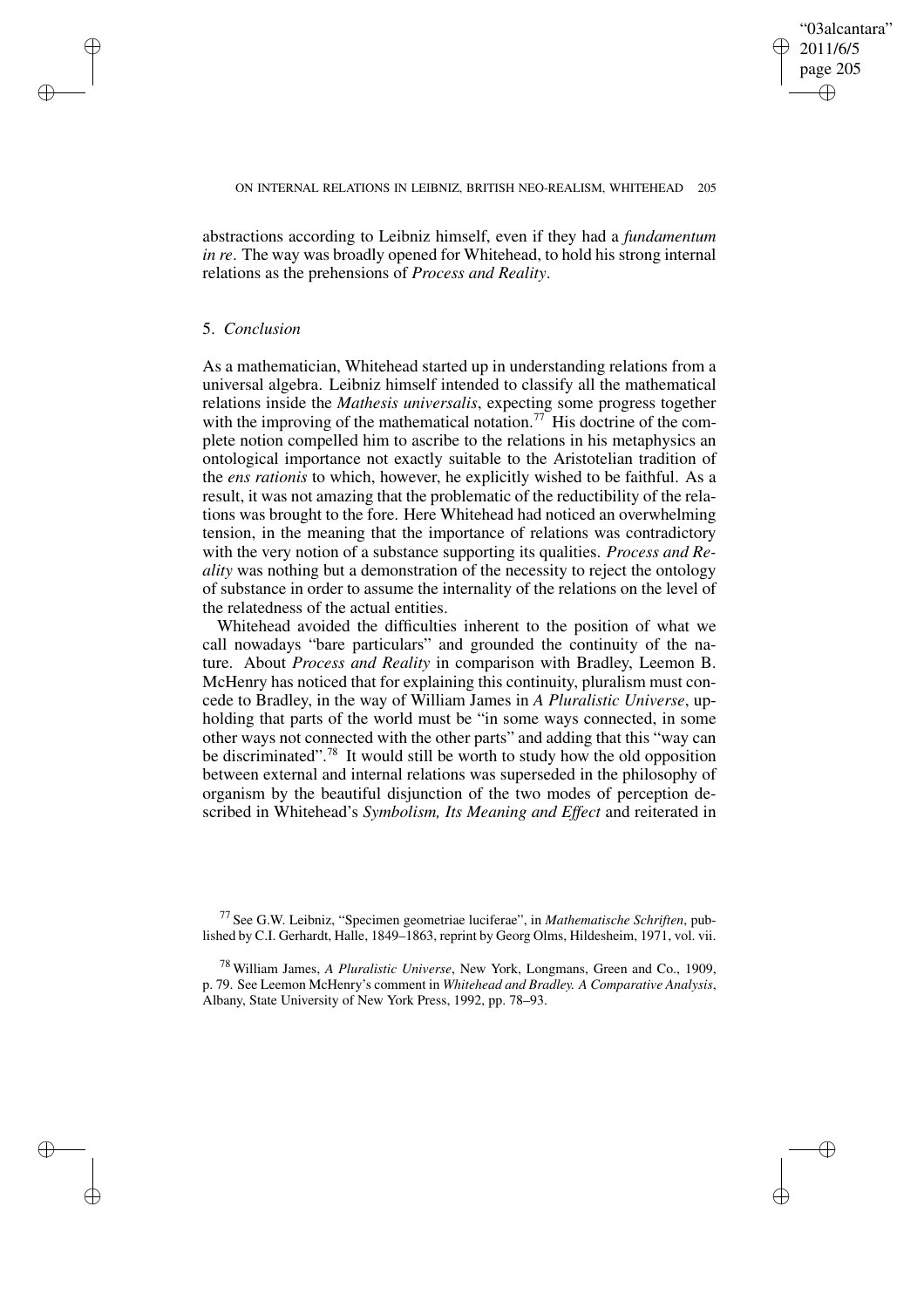abstractions according to Leibniz himself, even if they had a *fundamentum in re*. The way was broadly opened for Whitehead, to hold his strong internal relations as the prehensions of *Process and Reality*.

## 5. *Conclusion*

As a mathematician, Whitehead started up in understanding relations from a universal algebra. Leibniz himself intended to classify all the mathematical relations inside the *Mathesis universalis*, expecting some progress together with the improving of the mathematical notation.[77] His doctrine of the complete notion compelled him to ascribe to the relations in his metaphysics an ontological importance not exactly suitable to the Aristotelian tradition of the *ens rationis* to which, however, he explicitly wished to be faithful. As a result, it was not amazing that the problematic of the reductibility of the relations was brought to the fore. Here Whitehead had noticed an overwhelming tension, in the meaning that the importance of relations was contradictory with the very notion of a substance supporting its qualities. *Process and Reality* was nothing but a demonstration of the necessity to reject the ontology of substance in order to assume the internality of the relations on the level of the relatedness of the actual entities.

Whitehead avoided the difficulties inherent to the position of what we call nowadays "bare particulars" and grounded the continuity of the nature. About *Process and Reality* in comparison with Bradley, Leemon B. McHenry has noticed that for explaining this continuity, pluralism must concede to Bradley, in the way of William James in *A Pluralistic Universe*, upholding that parts of the world must be "in some ways connected, in some other ways not connected with the other parts" and adding that this "way can be discriminated".[78] It would still be worth to study how the old opposition between external and internal relations was superseded in the philosophy of organism by the beautiful disjunction of the two modes of perception described in Whitehead's *Symbolism, Its Meaning and Effect* and reiterated in

---

[77] See G.W. Leibniz, "Specimen geometriae luciferae", in *Mathematische Schriften*, published by C.I. Gerhardt, Halle, 1849–1863, reprint by Georg Olms, Hildesheim, 1971, vol. vii.

[78] William James, *A Pluralistic Universe*, New York, Longmans, Green and Co., 1909, p. 79. See Leemon McHenry's comment in *Whitehead and Bradley. A Comparative Analysis*, Albany, State University of New York Press, 1992, pp. 78–93.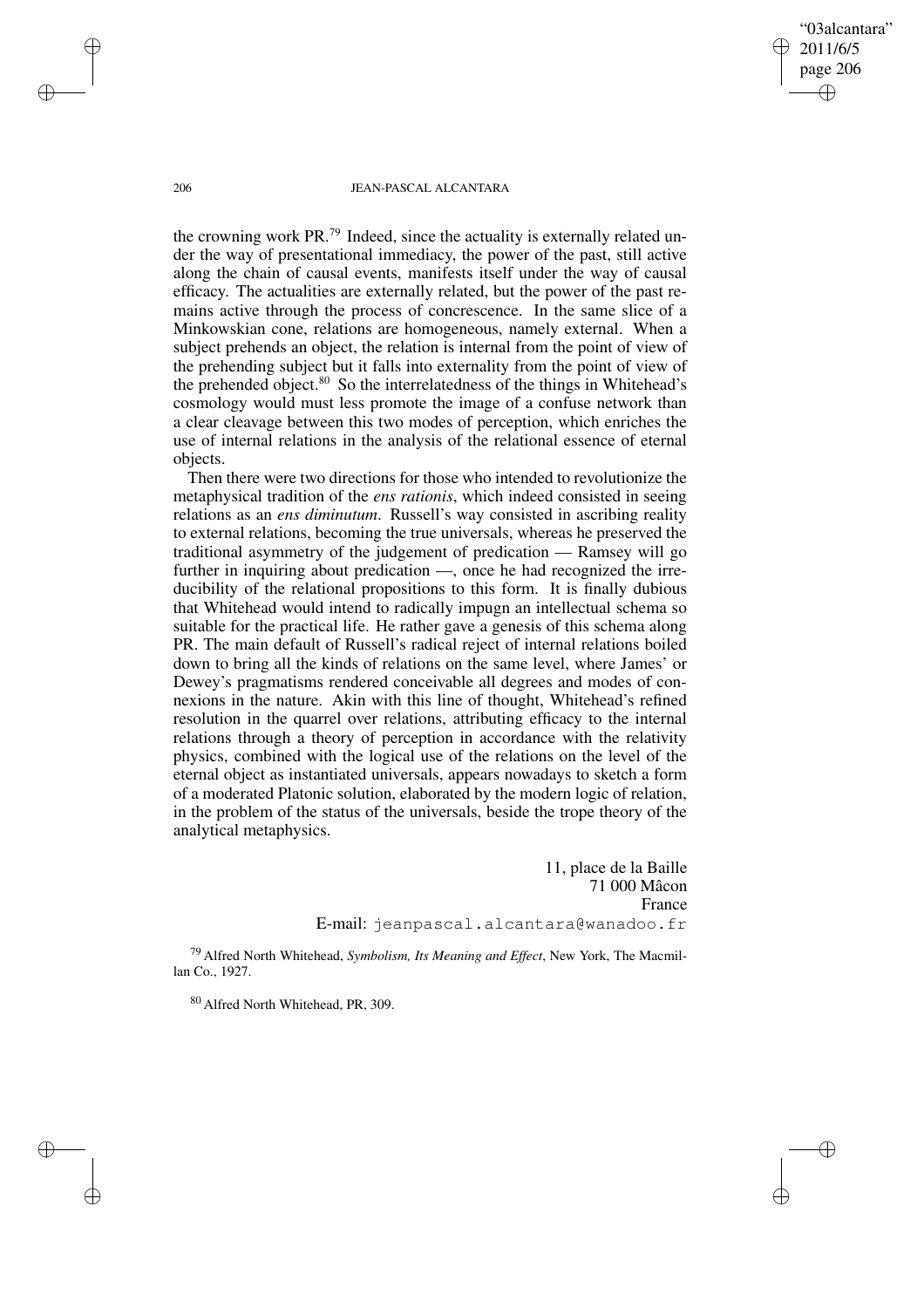the crowning work PR.[79] Indeed, since the actuality is externally related under the way of presentational immediacy, the power of the past, still active along the chain of causal events, manifests itself under the way of causal efficacy. The actualities are externally related, but the power of the past remains active through the process of concrescence. In the same slice of a Minkowskian cone, relations are homogeneous, namely external. When a subject prehends an object, the relation is internal from the point of view of the prehending subject but it falls into externality from the point of view of the prehended object.[80] So the interrelatedness of the things in Whitehead's cosmology would must less promote the image of a confuse network than a clear cleavage between this two modes of perception, which enriches the use of internal relations in the analysis of the relational essence of eternal objects.

Then there were two directions for those who intended to revolutionize the metaphysical tradition of the *ens rationis*, which indeed consisted in seeing relations as an *ens diminutum*. Russell's way consisted in ascribing reality to external relations, becoming the true universals, whereas he preserved the traditional asymmetry of the judgement of predication — Ramsey will go further in inquiring about predication —, once he had recognized the irreducibility of the relational propositions to this form. It is finally dubious that Whitehead would intend to radically impugn an intellectual schema so suitable for the practical life. He rather gave a genesis of this schema along PR. The main default of Russell's radical reject of internal relations boiled down to bring all the kinds of relations on the same level, where James' or Dewey's pragmatisms rendered conceivable all degrees and modes of connexions in the nature. Akin with this line of thought, Whitehead's refined resolution in the quarrel over relations, attributing efficacy to the internal relations through a theory of perception in accordance with the relativity physics, combined with the logical use of the relations on the level of the eternal object as instantiated universals, appears nowadays to sketch a form of a moderated Platonic solution, elaborated by the modern logic of relation, in the problem of the status of the universals, beside the trope theory of the analytical metaphysics.

11, place de la Baille
71 000 Mâcon
France
E-mail: jeanpascal.alcantara@wanadoo.fr

[79] Alfred North Whitehead, *Symbolism, Its Meaning and Effect*, New York, The Macmillan Co., 1927.

[80] Alfred North Whitehead, PR, 309.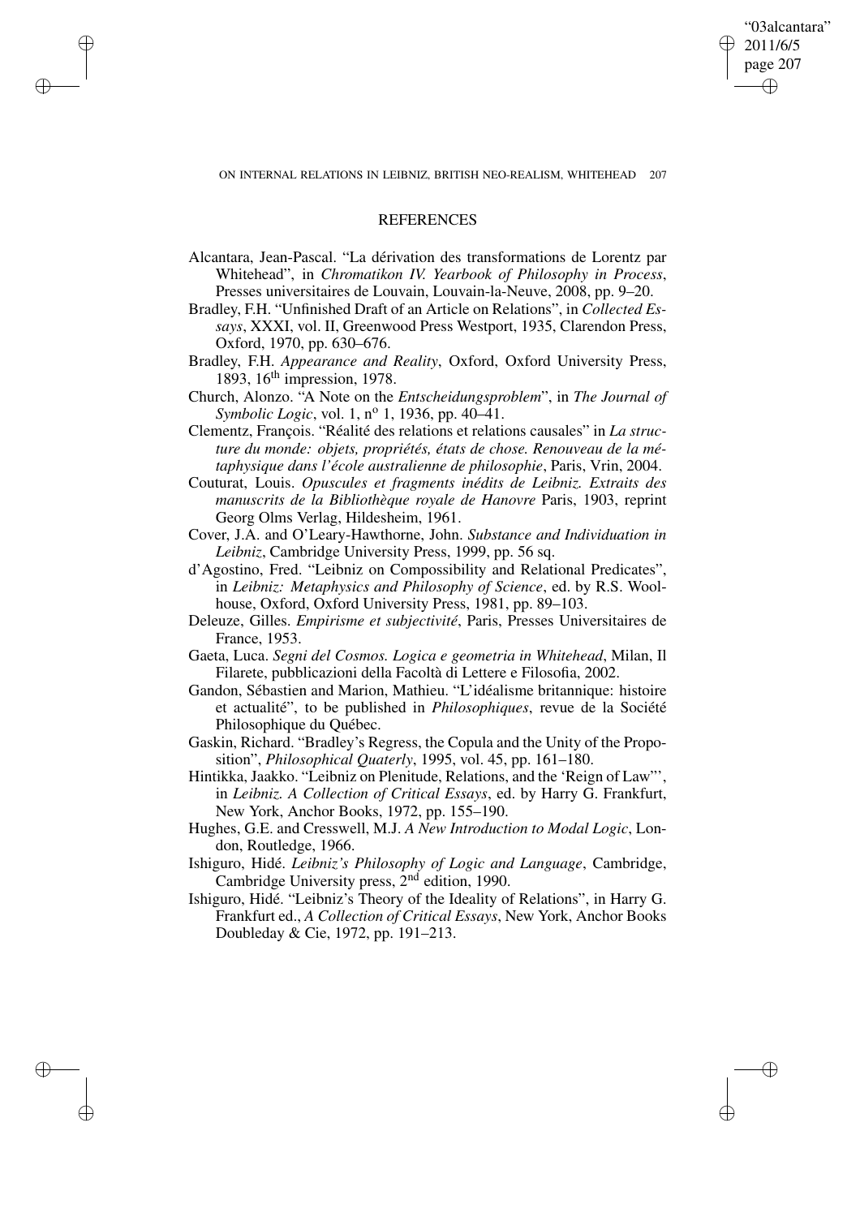## REFERENCES

Alcantara, Jean-Pascal. "La dérivation des transformations de Lorentz par Whitehead", in *Chromatikon IV. Yearbook of Philosophy in Process*, Presses universitaires de Louvain, Louvain-la-Neuve, 2008, pp. 9–20.

Bradley, F.H. "Unfinished Draft of an Article on Relations", in *Collected Essays*, XXXI, vol. II, Greenwood Press Westport, 1935, Clarendon Press, Oxford, 1970, pp. 630–676.

Bradley, F.H. *Appearance and Reality*, Oxford, Oxford University Press, 1893, 16th impression, 1978.

Church, Alonzo. "A Note on the *Entscheidungsproblem*", in *The Journal of Symbolic Logic*, vol. 1, nº 1, 1936, pp. 40–41.

Clementz, François. "Réalité des relations et relations causales" in *La structure du monde: objets, propriétés, états de chose. Renouveau de la métaphysique dans l'école australienne de philosophie*, Paris, Vrin, 2004.

Couturat, Louis. *Opuscules et fragments inédits de Leibniz. Extraits des manuscrits de la Bibliothèque royale de Hanovre* Paris, 1903, reprint Georg Olms Verlag, Hildesheim, 1961.

Cover, J.A. and O'Leary-Hawthorne, John. *Substance and Individuation in Leibniz*, Cambridge University Press, 1999, pp. 56 sq.

d'Agostino, Fred. "Leibniz on Compossibility and Relational Predicates", in *Leibniz: Metaphysics and Philosophy of Science*, ed. by R.S. Woolhouse, Oxford, Oxford University Press, 1981, pp. 89–103.

Deleuze, Gilles. *Empirisme et subjectivité*, Paris, Presses Universitaires de France, 1953.

Gaeta, Luca. *Segni del Cosmos. Logica e geometria in Whitehead*, Milan, Il Filarete, pubblicazioni della Facoltà di Lettere e Filosofia, 2002.

Gandon, Sébastien and Marion, Mathieu. "L'idéalisme britannique: histoire et actualité", to be published in *Philosophiques*, revue de la Société Philosophique du Québec.

Gaskin, Richard. "Bradley's Regress, the Copula and the Unity of the Proposition", *Philosophical Quaterly*, 1995, vol. 45, pp. 161–180.

Hintikka, Jaakko. "Leibniz on Plenitude, Relations, and the 'Reign of Law'", in *Leibniz. A Collection of Critical Essays*, ed. by Harry G. Frankfurt, New York, Anchor Books, 1972, pp. 155–190.

Hughes, G.E. and Cresswell, M.J. *A New Introduction to Modal Logic*, London, Routledge, 1966.

Ishiguro, Hidé. *Leibniz's Philosophy of Logic and Language*, Cambridge, Cambridge University press, 2nd edition, 1990.

Ishiguro, Hidé. "Leibniz's Theory of the Ideality of Relations", in Harry G. Frankfurt ed., *A Collection of Critical Essays*, New York, Anchor Books Doubleday & Cie, 1972, pp. 191–213.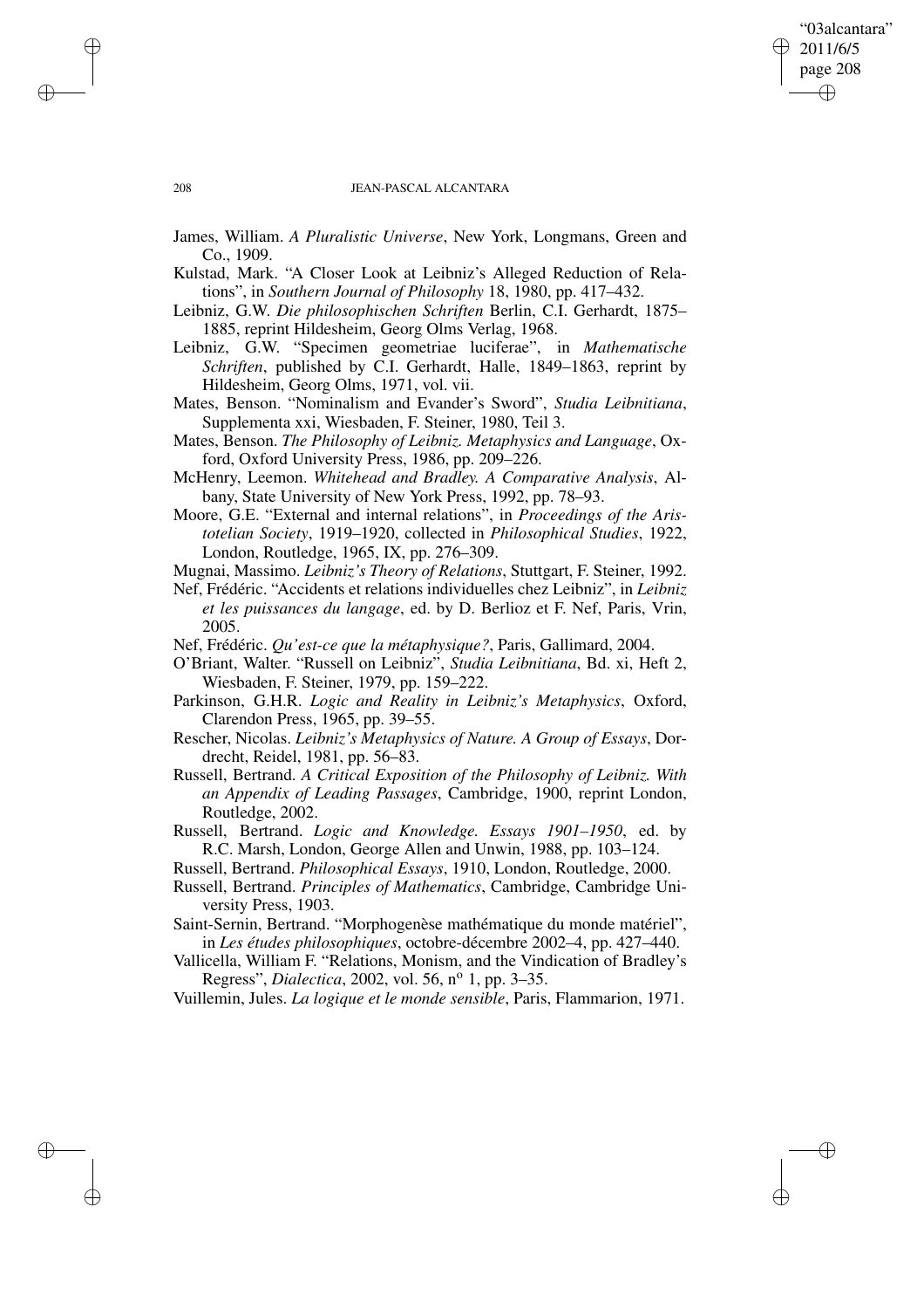James, William. *A Pluralistic Universe*, New York, Longmans, Green and Co., 1909.

Kulstad, Mark. "A Closer Look at Leibniz's Alleged Reduction of Relations", in *Southern Journal of Philosophy* 18, 1980, pp. 417–432.

Leibniz, G.W. *Die philosophischen Schriften* Berlin, C.I. Gerhardt, 1875–1885, reprint Hildesheim, Georg Olms Verlag, 1968.

Leibniz, G.W. "Specimen geometriae luciferae", in *Mathematische Schriften*, published by C.I. Gerhardt, Halle, 1849–1863, reprint by Hildesheim, Georg Olms, 1971, vol. vii.

Mates, Benson. "Nominalism and Evander's Sword", *Studia Leibnitiana*, Supplementa xxi, Wiesbaden, F. Steiner, 1980, Teil 3.

Mates, Benson. *The Philosophy of Leibniz. Metaphysics and Language*, Oxford, Oxford University Press, 1986, pp. 209–226.

McHenry, Leemon. *Whitehead and Bradley. A Comparative Analysis*, Albany, State University of New York Press, 1992, pp. 78–93.

Moore, G.E. "External and internal relations", in *Proceedings of the Aristotelian Society*, 1919–1920, collected in *Philosophical Studies*, 1922, London, Routledge, 1965, IX, pp. 276–309.

Mugnai, Massimo. *Leibniz's Theory of Relations*, Stuttgart, F. Steiner, 1992.

Nef, Frédéric. "Accidents et relations individuelles chez Leibniz", in *Leibniz et les puissances du langage*, ed. by D. Berlioz et F. Nef, Paris, Vrin, 2005.

Nef, Frédéric. *Qu'est-ce que la métaphysique?*, Paris, Gallimard, 2004.

O'Briant, Walter. "Russell on Leibniz", *Studia Leibnitiana*, Bd. xi, Heft 2, Wiesbaden, F. Steiner, 1979, pp. 159–222.

Parkinson, G.H.R. *Logic and Reality in Leibniz's Metaphysics*, Oxford, Clarendon Press, 1965, pp. 39–55.

Rescher, Nicolas. *Leibniz's Metaphysics of Nature. A Group of Essays*, Dordrecht, Reidel, 1981, pp. 56–83.

Russell, Bertrand. *A Critical Exposition of the Philosophy of Leibniz. With an Appendix of Leading Passages*, Cambridge, 1900, reprint London, Routledge, 2002.

Russell, Bertrand. *Logic and Knowledge. Essays 1901–1950*, ed. by R.C. Marsh, London, George Allen and Unwin, 1988, pp. 103–124.

Russell, Bertrand. *Philosophical Essays*, 1910, London, Routledge, 2000.

Russell, Bertrand. *Principles of Mathematics*, Cambridge, Cambridge University Press, 1903.

Saint-Sernin, Bertrand. "Morphogenèse mathématique du monde matériel", in *Les études philosophiques*, octobre-décembre 2002–4, pp. 427–440.

Vallicella, William F. "Relations, Monism, and the Vindication of Bradley's Regress", *Dialectica*, 2002, vol. 56, n° 1, pp. 3–35.

Vuillemin, Jules. *La logique et le monde sensible*, Paris, Flammarion, 1971.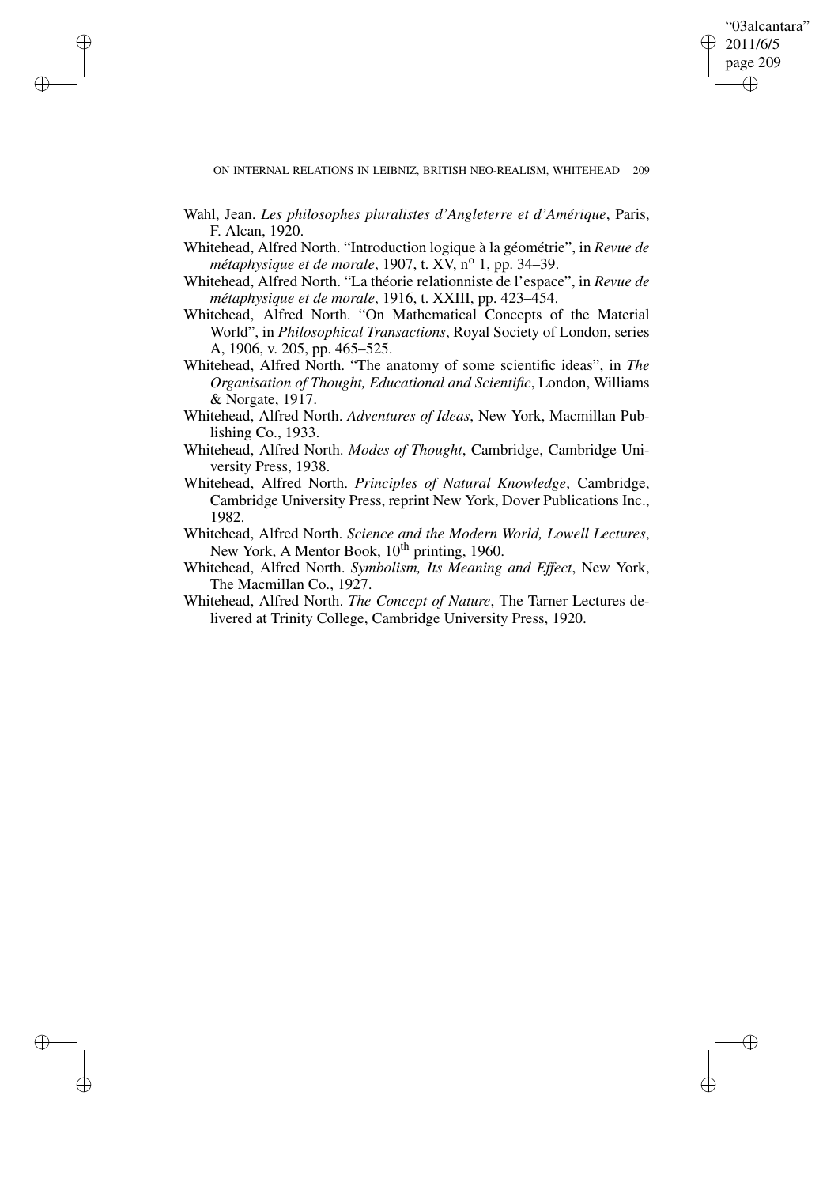Wahl, Jean. *Les philosophes pluralistes d'Angleterre et d'Amérique*, Paris, F. Alcan, 1920.

Whitehead, Alfred North. "Introduction logique à la géométrie", in *Revue de métaphysique et de morale*, 1907, t. XV, n° 1, pp. 34–39.

Whitehead, Alfred North. "La théorie relationniste de l'espace", in *Revue de métaphysique et de morale*, 1916, t. XXIII, pp. 423–454.

Whitehead, Alfred North. "On Mathematical Concepts of the Material World", in *Philosophical Transactions*, Royal Society of London, series A, 1906, v. 205, pp. 465–525.

Whitehead, Alfred North. "The anatomy of some scientific ideas", in *The Organisation of Thought, Educational and Scientific*, London, Williams & Norgate, 1917.

Whitehead, Alfred North. *Adventures of Ideas*, New York, Macmillan Publishing Co., 1933.

Whitehead, Alfred North. *Modes of Thought*, Cambridge, Cambridge University Press, 1938.

Whitehead, Alfred North. *Principles of Natural Knowledge*, Cambridge, Cambridge University Press, reprint New York, Dover Publications Inc., 1982.

Whitehead, Alfred North. *Science and the Modern World, Lowell Lectures*, New York, A Mentor Book, 10th printing, 1960.

Whitehead, Alfred North. *Symbolism, Its Meaning and Effect*, New York, The Macmillan Co., 1927.

Whitehead, Alfred North. *The Concept of Nature*, The Tarner Lectures delivered at Trinity College, Cambridge University Press, 1920.